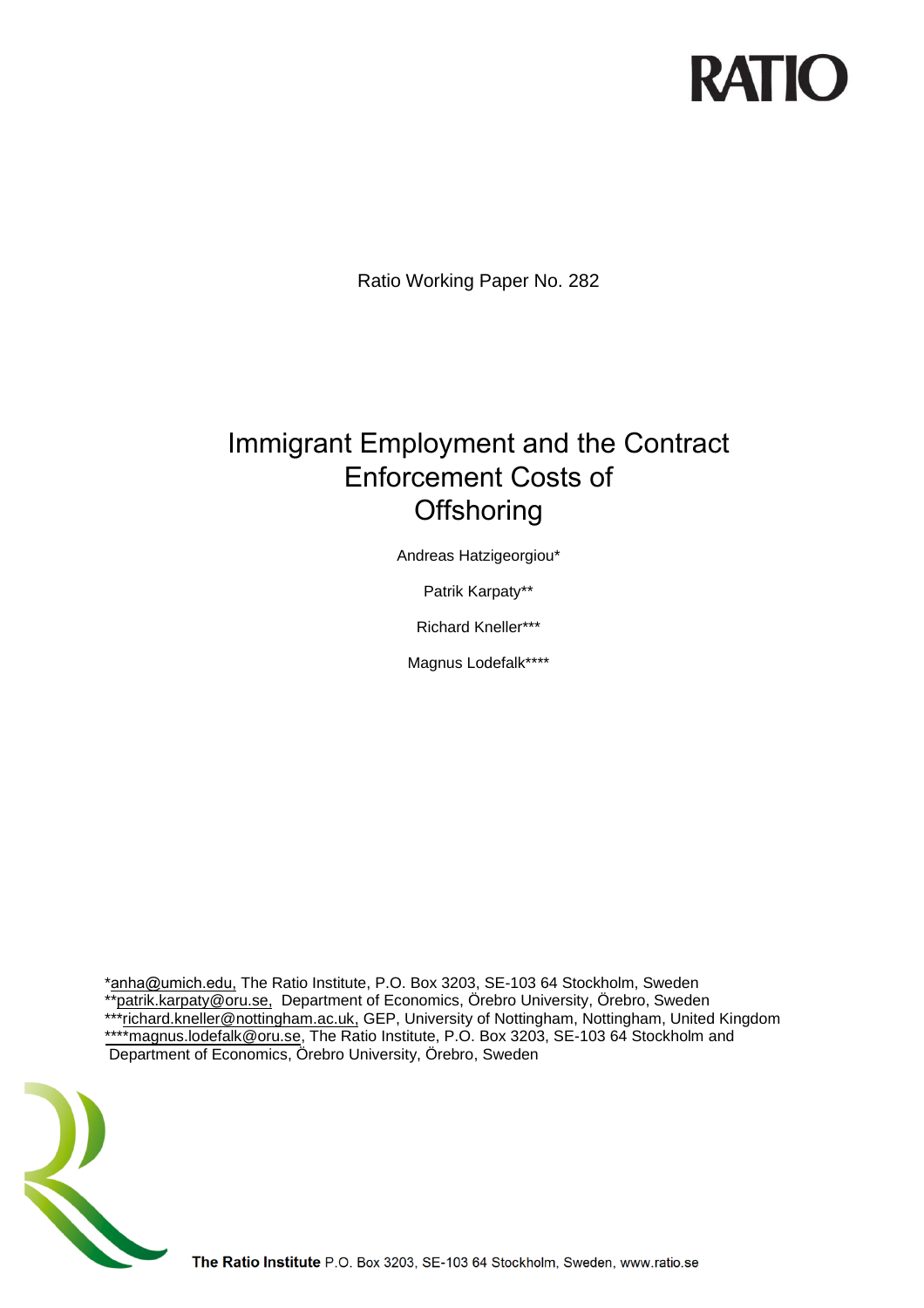RATIO

Ratio Working Paper No. 282

# Immigrant Employment and the Contract Enforcement Costs of Offshoring

Andreas Hatzigeorgiou*

Patrik Karpaty**

Richard Kneller***

Magnus Lodefalk****

*anha@umich.edu, The Ratio Institute, P.O. Box 3203, SE-103 64 Stockholm, Sweden
**patrik.karpaty@oru.se, Department of Economics, Örebro University, Örebro, Sweden
***richard.kneller@nottingham.ac.uk, GEP, University of Nottingham, Nottingham, United Kingdom
****magnus.lodefalk@oru.se, The Ratio Institute, P.O. Box 3203, SE-103 64 Stockholm and Department of Economics, Örebro University, Örebro, Sweden

**The Ratio Institute** P.O. Box 3203, SE-103 64 Stockholm, Sweden, www.ratio.se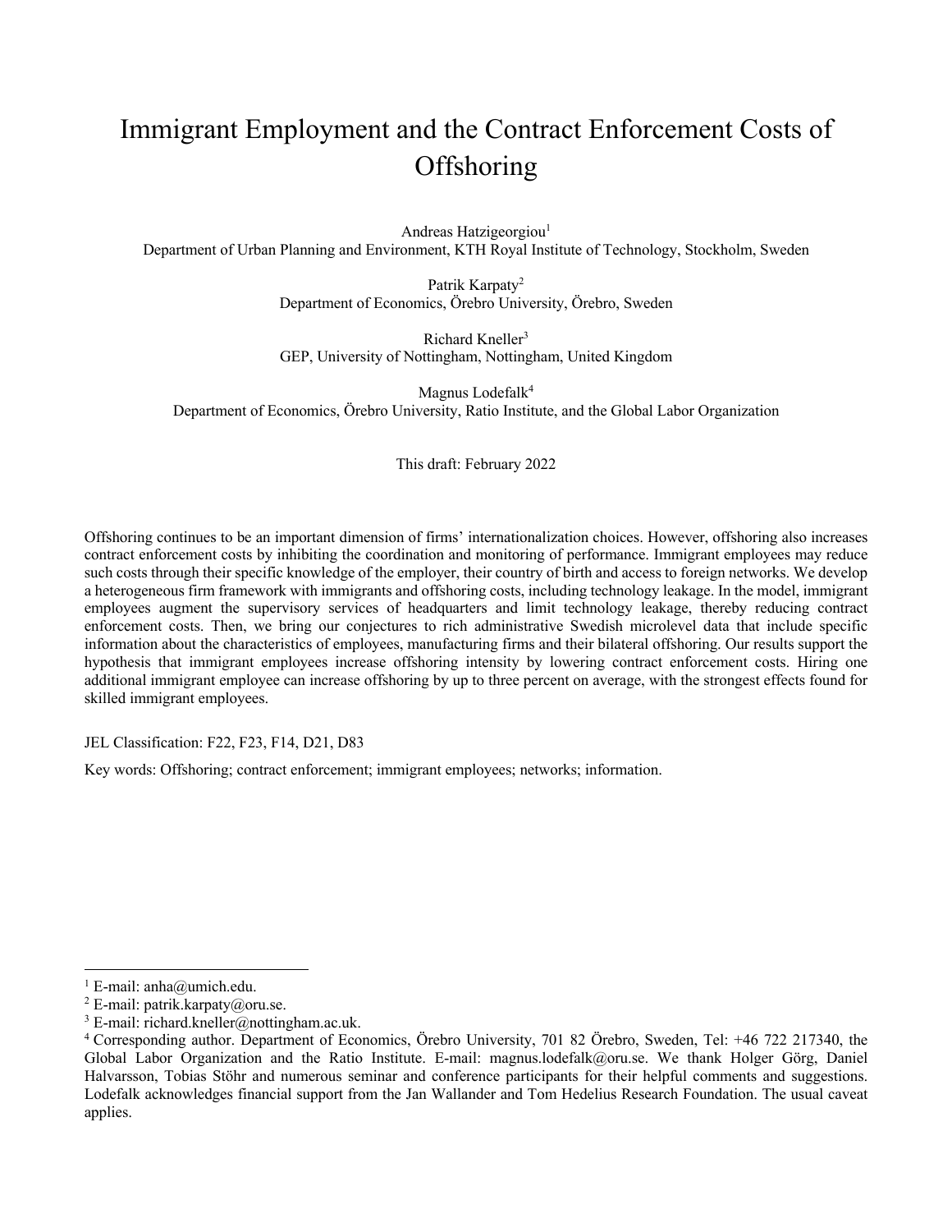# Immigrant Employment and the Contract Enforcement Costs of Offshoring

Andreas Hatzigeorgiou[1]
Department of Urban Planning and Environment, KTH Royal Institute of Technology, Stockholm, Sweden

Patrik Karpaty[2]
Department of Economics, Örebro University, Örebro, Sweden

Richard Kneller[3]
GEP, University of Nottingham, Nottingham, United Kingdom

Magnus Lodefalk[4]
Department of Economics, Örebro University, Ratio Institute, and the Global Labor Organization

This draft: February 2022

Offshoring continues to be an important dimension of firms' internationalization choices. However, offshoring also increases contract enforcement costs by inhibiting the coordination and monitoring of performance. Immigrant employees may reduce such costs through their specific knowledge of the employer, their country of birth and access to foreign networks. We develop a heterogeneous firm framework with immigrants and offshoring costs, including technology leakage. In the model, immigrant employees augment the supervisory services of headquarters and limit technology leakage, thereby reducing contract enforcement costs. Then, we bring our conjectures to rich administrative Swedish microlevel data that include specific information about the characteristics of employees, manufacturing firms and their bilateral offshoring. Our results support the hypothesis that immigrant employees increase offshoring intensity by lowering contract enforcement costs. Hiring one additional immigrant employee can increase offshoring by up to three percent on average, with the strongest effects found for skilled immigrant employees.

JEL Classification: F22, F23, F14, D21, D83

Key words: Offshoring; contract enforcement; immigrant employees; networks; information.

[1] E-mail: anha@umich.edu.

[2] E-mail: patrik.karpaty@oru.se.

[3] E-mail: richard.kneller@nottingham.ac.uk.

[4] Corresponding author. Department of Economics, Örebro University, 701 82 Örebro, Sweden, Tel: +46 722 217340, the Global Labor Organization and the Ratio Institute. E-mail: magnus.lodefalk@oru.se. We thank Holger Görg, Daniel Halvarsson, Tobias Stöhr and numerous seminar and conference participants for their helpful comments and suggestions. Lodefalk acknowledges financial support from the Jan Wallander and Tom Hedelius Research Foundation. The usual caveat applies.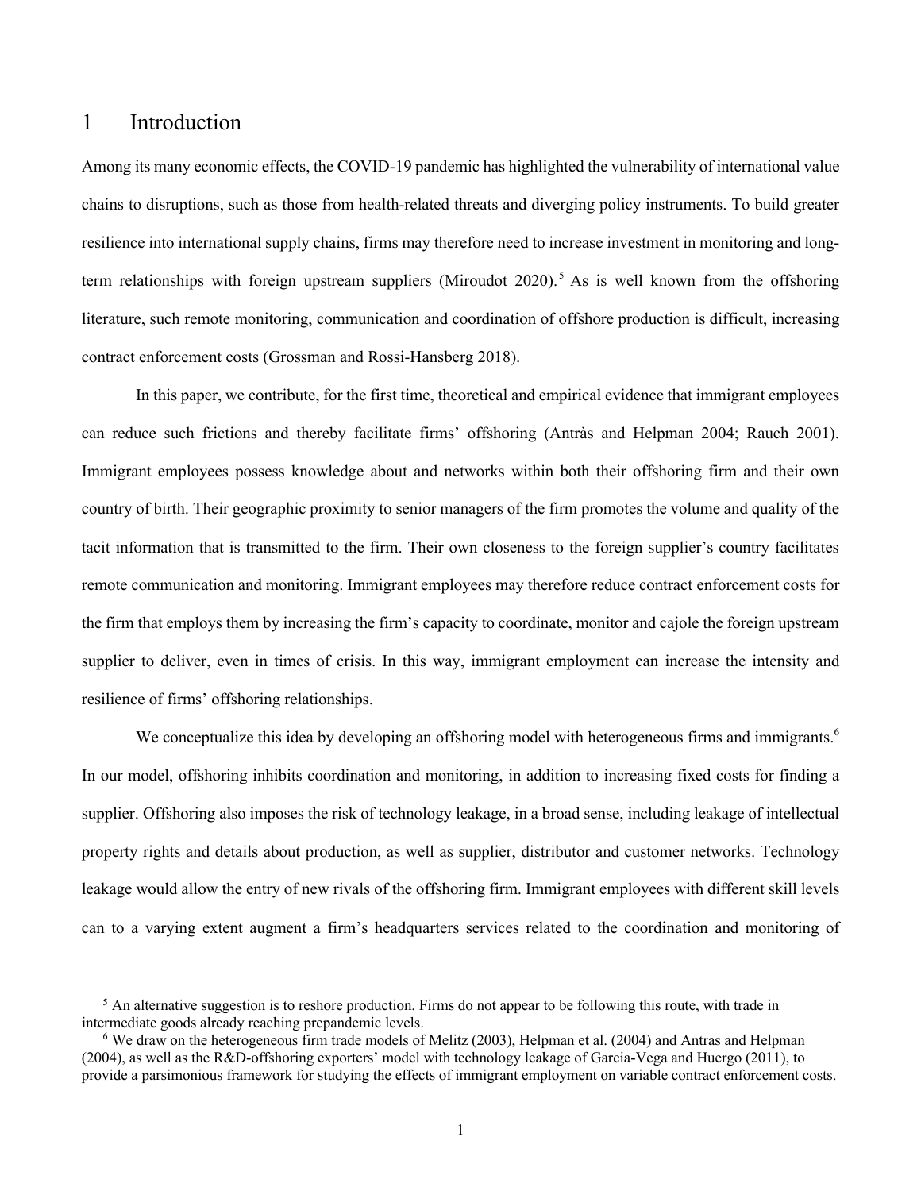# 1 Introduction

Among its many economic effects, the COVID-19 pandemic has highlighted the vulnerability of international value chains to disruptions, such as those from health-related threats and diverging policy instruments. To build greater resilience into international supply chains, firms may therefore need to increase investment in monitoring and long-term relationships with foreign upstream suppliers (Miroudot 2020).[5] As is well known from the offshoring literature, such remote monitoring, communication and coordination of offshore production is difficult, increasing contract enforcement costs (Grossman and Rossi-Hansberg 2018).

In this paper, we contribute, for the first time, theoretical and empirical evidence that immigrant employees can reduce such frictions and thereby facilitate firms' offshoring (Antràs and Helpman 2004; Rauch 2001). Immigrant employees possess knowledge about and networks within both their offshoring firm and their own country of birth. Their geographic proximity to senior managers of the firm promotes the volume and quality of the tacit information that is transmitted to the firm. Their own closeness to the foreign supplier's country facilitates remote communication and monitoring. Immigrant employees may therefore reduce contract enforcement costs for the firm that employs them by increasing the firm's capacity to coordinate, monitor and cajole the foreign upstream supplier to deliver, even in times of crisis. In this way, immigrant employment can increase the intensity and resilience of firms' offshoring relationships.

We conceptualize this idea by developing an offshoring model with heterogeneous firms and immigrants.[6] In our model, offshoring inhibits coordination and monitoring, in addition to increasing fixed costs for finding a supplier. Offshoring also imposes the risk of technology leakage, in a broad sense, including leakage of intellectual property rights and details about production, as well as supplier, distributor and customer networks. Technology leakage would allow the entry of new rivals of the offshoring firm. Immigrant employees with different skill levels can to a varying extent augment a firm's headquarters services related to the coordination and monitoring of

[5] An alternative suggestion is to reshore production. Firms do not appear to be following this route, with trade in intermediate goods already reaching prepandemic levels.

[6] We draw on the heterogeneous firm trade models of Melitz (2003), Helpman et al. (2004) and Antras and Helpman (2004), as well as the R&D-offshoring exporters' model with technology leakage of Garcia-Vega and Huergo (2011), to provide a parsimonious framework for studying the effects of immigrant employment on variable contract enforcement costs.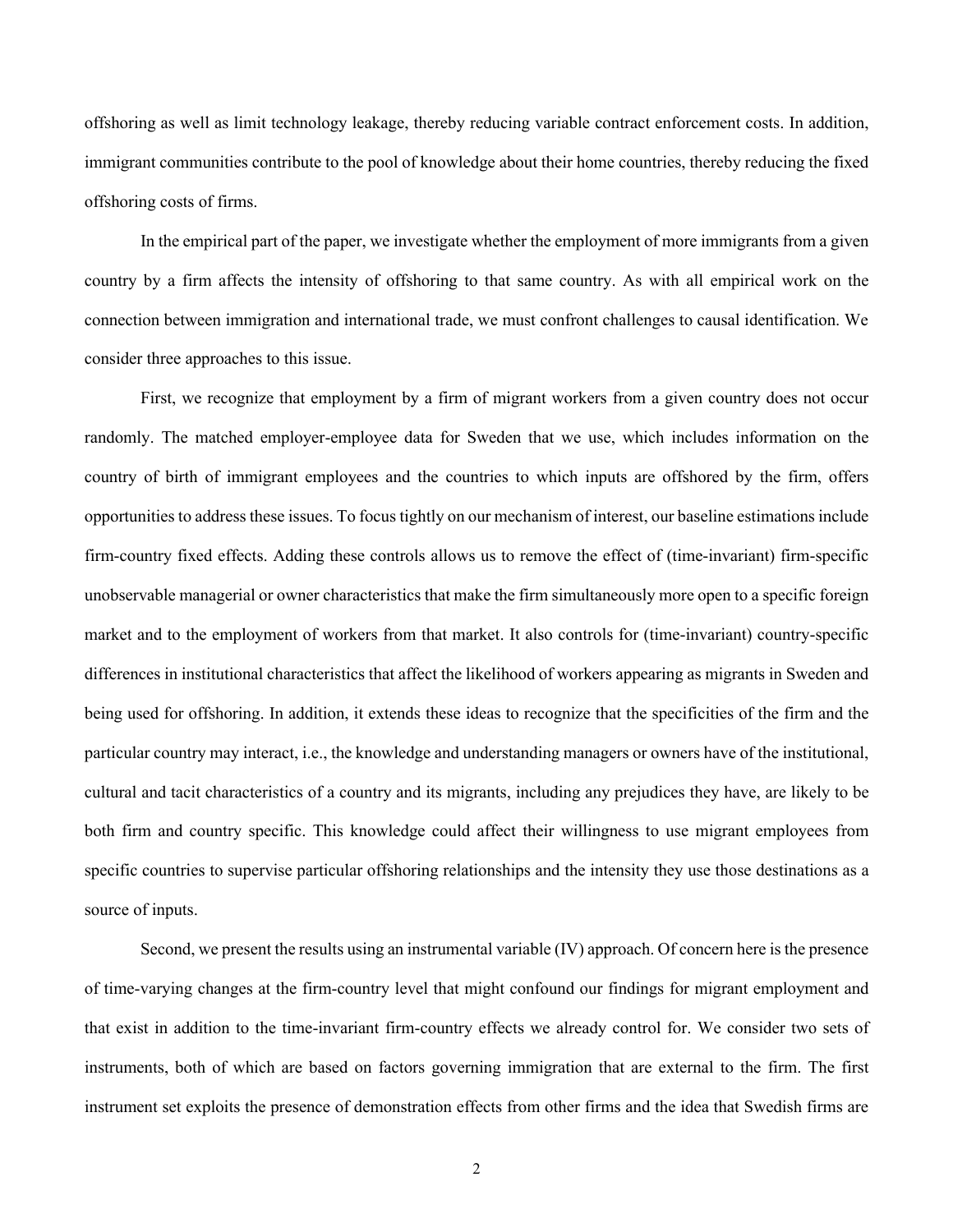offshoring as well as limit technology leakage, thereby reducing variable contract enforcement costs. In addition, immigrant communities contribute to the pool of knowledge about their home countries, thereby reducing the fixed offshoring costs of firms.

In the empirical part of the paper, we investigate whether the employment of more immigrants from a given country by a firm affects the intensity of offshoring to that same country. As with all empirical work on the connection between immigration and international trade, we must confront challenges to causal identification. We consider three approaches to this issue.

First, we recognize that employment by a firm of migrant workers from a given country does not occur randomly. The matched employer-employee data for Sweden that we use, which includes information on the country of birth of immigrant employees and the countries to which inputs are offshored by the firm, offers opportunities to address these issues. To focus tightly on our mechanism of interest, our baseline estimations include firm-country fixed effects. Adding these controls allows us to remove the effect of (time-invariant) firm-specific unobservable managerial or owner characteristics that make the firm simultaneously more open to a specific foreign market and to the employment of workers from that market. It also controls for (time-invariant) country-specific differences in institutional characteristics that affect the likelihood of workers appearing as migrants in Sweden and being used for offshoring. In addition, it extends these ideas to recognize that the specificities of the firm and the particular country may interact, i.e., the knowledge and understanding managers or owners have of the institutional, cultural and tacit characteristics of a country and its migrants, including any prejudices they have, are likely to be both firm and country specific. This knowledge could affect their willingness to use migrant employees from specific countries to supervise particular offshoring relationships and the intensity they use those destinations as a source of inputs.

Second, we present the results using an instrumental variable (IV) approach. Of concern here is the presence of time-varying changes at the firm-country level that might confound our findings for migrant employment and that exist in addition to the time-invariant firm-country effects we already control for. We consider two sets of instruments, both of which are based on factors governing immigration that are external to the firm. The first instrument set exploits the presence of demonstration effects from other firms and the idea that Swedish firms are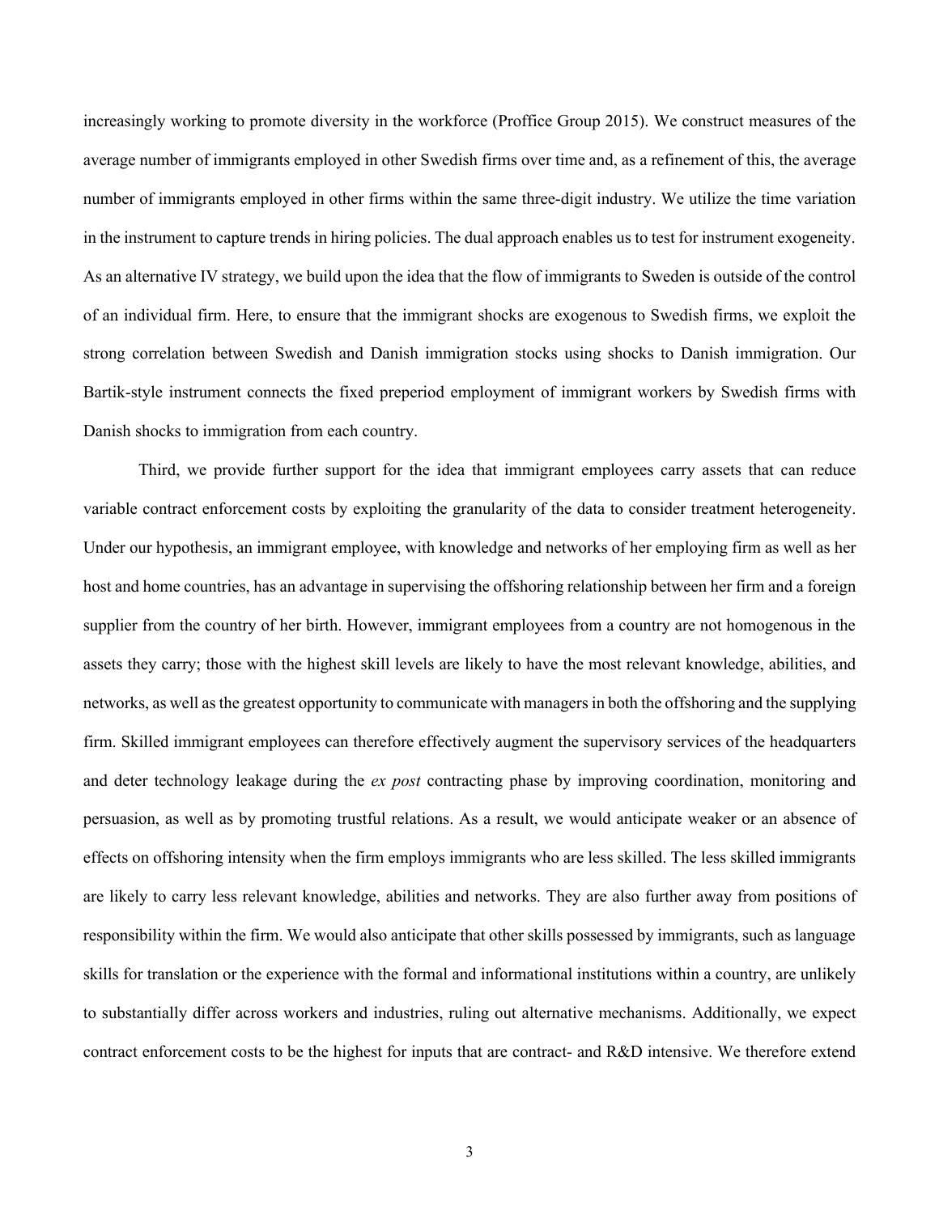increasingly working to promote diversity in the workforce (Proffice Group 2015). We construct measures of the average number of immigrants employed in other Swedish firms over time and, as a refinement of this, the average number of immigrants employed in other firms within the same three-digit industry. We utilize the time variation in the instrument to capture trends in hiring policies. The dual approach enables us to test for instrument exogeneity. As an alternative IV strategy, we build upon the idea that the flow of immigrants to Sweden is outside of the control of an individual firm. Here, to ensure that the immigrant shocks are exogenous to Swedish firms, we exploit the strong correlation between Swedish and Danish immigration stocks using shocks to Danish immigration. Our Bartik-style instrument connects the fixed preperiod employment of immigrant workers by Swedish firms with Danish shocks to immigration from each country.

Third, we provide further support for the idea that immigrant employees carry assets that can reduce variable contract enforcement costs by exploiting the granularity of the data to consider treatment heterogeneity. Under our hypothesis, an immigrant employee, with knowledge and networks of her employing firm as well as her host and home countries, has an advantage in supervising the offshoring relationship between her firm and a foreign supplier from the country of her birth. However, immigrant employees from a country are not homogenous in the assets they carry; those with the highest skill levels are likely to have the most relevant knowledge, abilities, and networks, as well as the greatest opportunity to communicate with managers in both the offshoring and the supplying firm. Skilled immigrant employees can therefore effectively augment the supervisory services of the headquarters and deter technology leakage during the *ex post* contracting phase by improving coordination, monitoring and persuasion, as well as by promoting trustful relations. As a result, we would anticipate weaker or an absence of effects on offshoring intensity when the firm employs immigrants who are less skilled. The less skilled immigrants are likely to carry less relevant knowledge, abilities and networks. They are also further away from positions of responsibility within the firm. We would also anticipate that other skills possessed by immigrants, such as language skills for translation or the experience with the formal and informational institutions within a country, are unlikely to substantially differ across workers and industries, ruling out alternative mechanisms. Additionally, we expect contract enforcement costs to be the highest for inputs that are contract- and R&D intensive. We therefore extend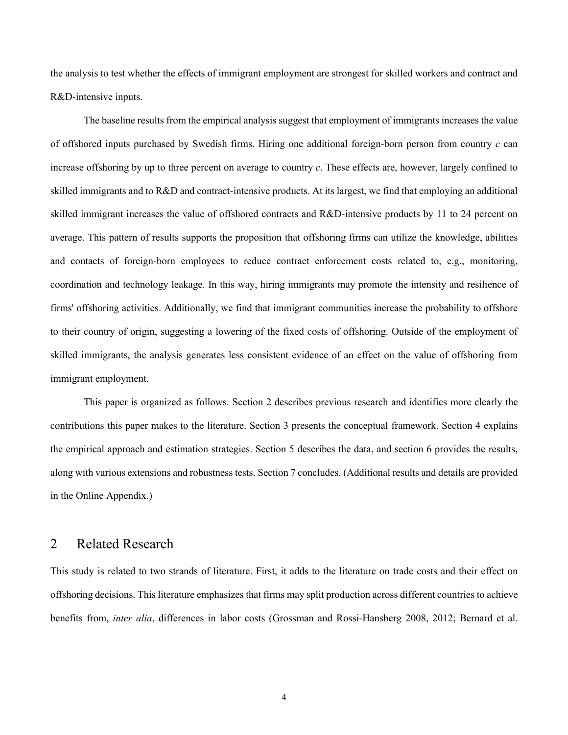the analysis to test whether the effects of immigrant employment are strongest for skilled workers and contract and R&D-intensive inputs.

The baseline results from the empirical analysis suggest that employment of immigrants increases the value of offshored inputs purchased by Swedish firms. Hiring one additional foreign-born person from country *c* can increase offshoring by up to three percent on average to country *c*. These effects are, however, largely confined to skilled immigrants and to R&D and contract-intensive products. At its largest, we find that employing an additional skilled immigrant increases the value of offshored contracts and R&D-intensive products by 11 to 24 percent on average. This pattern of results supports the proposition that offshoring firms can utilize the knowledge, abilities and contacts of foreign-born employees to reduce contract enforcement costs related to, e.g., monitoring, coordination and technology leakage. In this way, hiring immigrants may promote the intensity and resilience of firms' offshoring activities. Additionally, we find that immigrant communities increase the probability to offshore to their country of origin, suggesting a lowering of the fixed costs of offshoring. Outside of the employment of skilled immigrants, the analysis generates less consistent evidence of an effect on the value of offshoring from immigrant employment.

This paper is organized as follows. Section 2 describes previous research and identifies more clearly the contributions this paper makes to the literature. Section 3 presents the conceptual framework. Section 4 explains the empirical approach and estimation strategies. Section 5 describes the data, and section 6 provides the results, along with various extensions and robustness tests. Section 7 concludes. (Additional results and details are provided in the Online Appendix.)

## 2 Related Research

This study is related to two strands of literature. First, it adds to the literature on trade costs and their effect on offshoring decisions. This literature emphasizes that firms may split production across different countries to achieve benefits from, *inter alia*, differences in labor costs (Grossman and Rossi-Hansberg 2008, 2012; Bernard et al.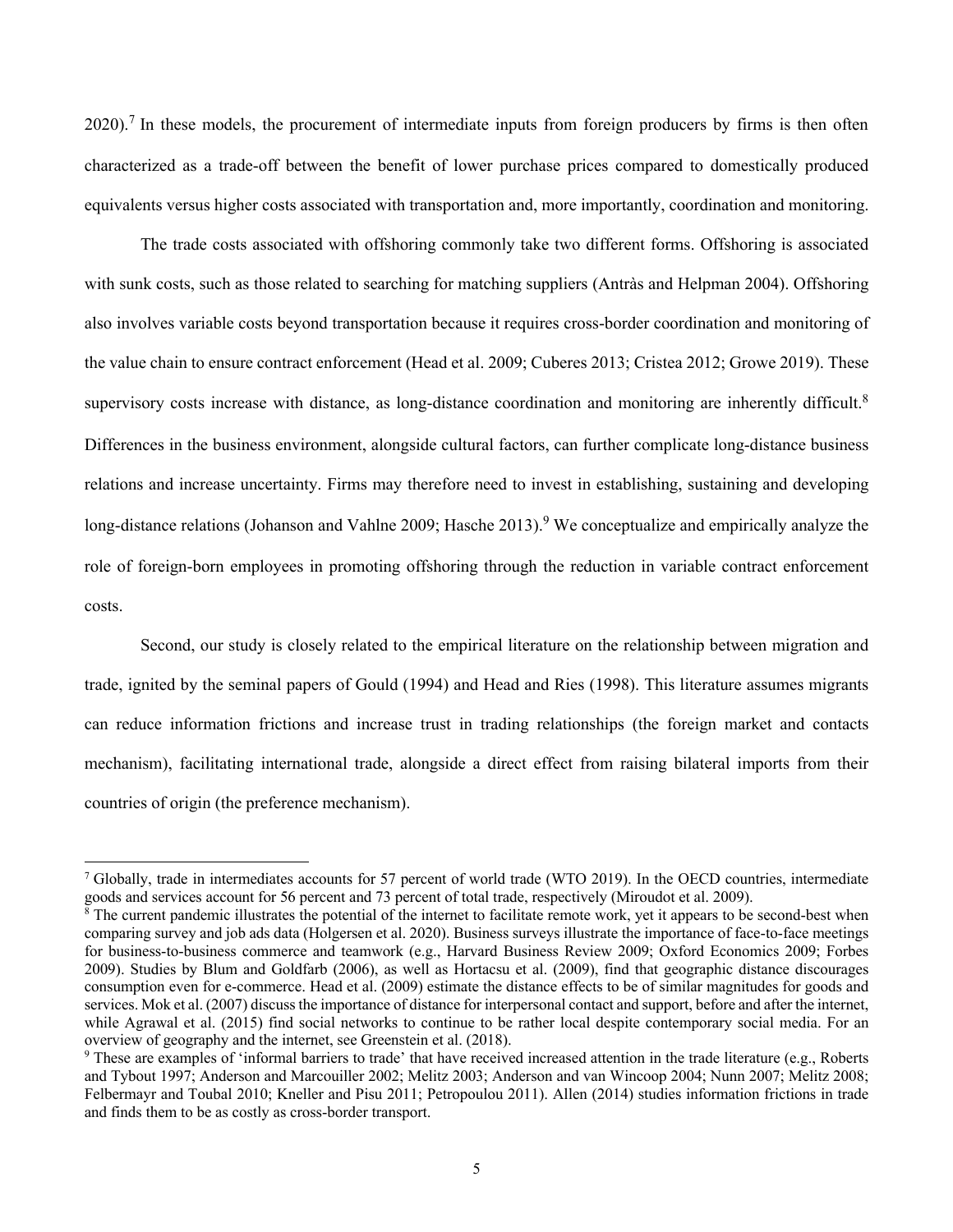2020).[7] In these models, the procurement of intermediate inputs from foreign producers by firms is then often characterized as a trade-off between the benefit of lower purchase prices compared to domestically produced equivalents versus higher costs associated with transportation and, more importantly, coordination and monitoring.

The trade costs associated with offshoring commonly take two different forms. Offshoring is associated with sunk costs, such as those related to searching for matching suppliers (Antràs and Helpman 2004). Offshoring also involves variable costs beyond transportation because it requires cross-border coordination and monitoring of the value chain to ensure contract enforcement (Head et al. 2009; Cuberes 2013; Cristea 2012; Growe 2019). These supervisory costs increase with distance, as long-distance coordination and monitoring are inherently difficult.[8] Differences in the business environment, alongside cultural factors, can further complicate long-distance business relations and increase uncertainty. Firms may therefore need to invest in establishing, sustaining and developing long-distance relations (Johanson and Vahlne 2009; Hasche 2013).[9] We conceptualize and empirically analyze the role of foreign-born employees in promoting offshoring through the reduction in variable contract enforcement costs.

Second, our study is closely related to the empirical literature on the relationship between migration and trade, ignited by the seminal papers of Gould (1994) and Head and Ries (1998). This literature assumes migrants can reduce information frictions and increase trust in trading relationships (the foreign market and contacts mechanism), facilitating international trade, alongside a direct effect from raising bilateral imports from their countries of origin (the preference mechanism).

---

[7] Globally, trade in intermediates accounts for 57 percent of world trade (WTO 2019). In the OECD countries, intermediate goods and services account for 56 percent and 73 percent of total trade, respectively (Miroudot et al. 2009).

[8] The current pandemic illustrates the potential of the internet to facilitate remote work, yet it appears to be second-best when comparing survey and job ads data (Holgersen et al. 2020). Business surveys illustrate the importance of face-to-face meetings for business-to-business commerce and teamwork (e.g., Harvard Business Review 2009; Oxford Economics 2009; Forbes 2009). Studies by Blum and Goldfarb (2006), as well as Hortacsu et al. (2009), find that geographic distance discourages consumption even for e-commerce. Head et al. (2009) estimate the distance effects to be of similar magnitudes for goods and services. Mok et al. (2007) discuss the importance of distance for interpersonal contact and support, before and after the internet, while Agrawal et al. (2015) find social networks to continue to be rather local despite contemporary social media. For an overview of geography and the internet, see Greenstein et al. (2018).

[9] These are examples of 'informal barriers to trade' that have received increased attention in the trade literature (e.g., Roberts and Tybout 1997; Anderson and Marcouiller 2002; Melitz 2003; Anderson and van Wincoop 2004; Nunn 2007; Melitz 2008; Felbermayr and Toubal 2010; Kneller and Pisu 2011; Petropoulou 2011). Allen (2014) studies information frictions in trade and finds them to be as costly as cross-border transport.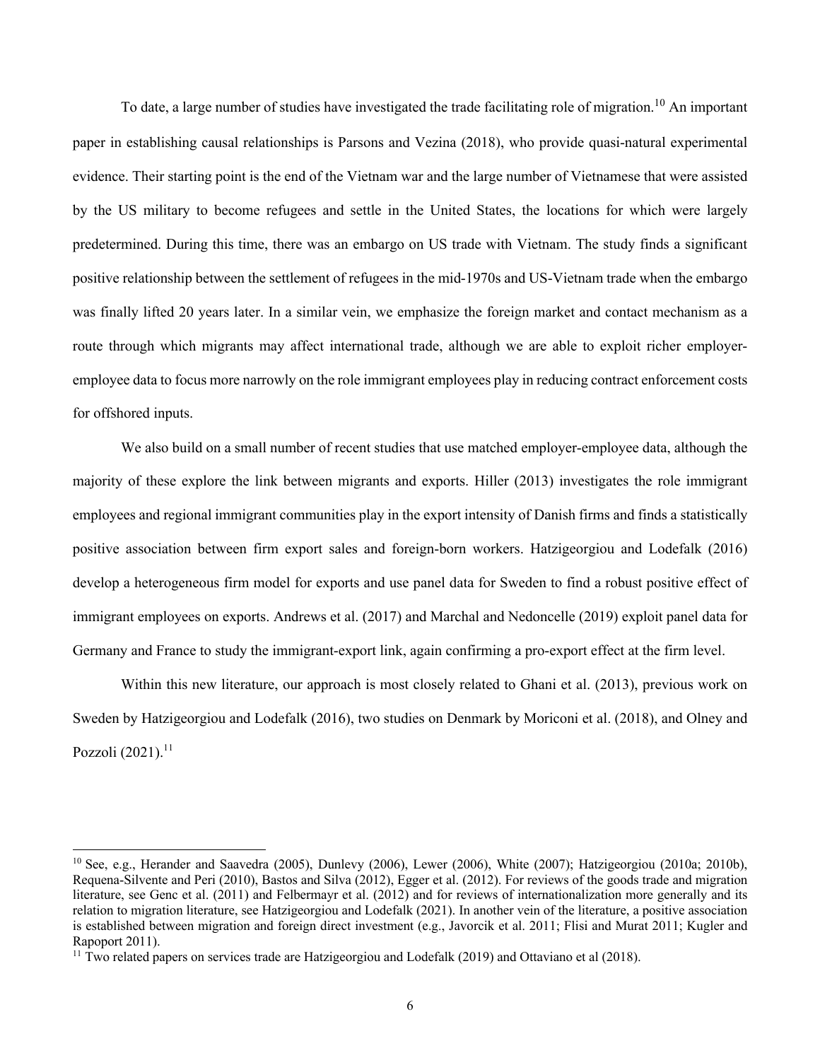To date, a large number of studies have investigated the trade facilitating role of migration.[10] An important paper in establishing causal relationships is Parsons and Vezina (2018), who provide quasi-natural experimental evidence. Their starting point is the end of the Vietnam war and the large number of Vietnamese that were assisted by the US military to become refugees and settle in the United States, the locations for which were largely predetermined. During this time, there was an embargo on US trade with Vietnam. The study finds a significant positive relationship between the settlement of refugees in the mid-1970s and US-Vietnam trade when the embargo was finally lifted 20 years later. In a similar vein, we emphasize the foreign market and contact mechanism as a route through which migrants may affect international trade, although we are able to exploit richer employer-employee data to focus more narrowly on the role immigrant employees play in reducing contract enforcement costs for offshored inputs.

We also build on a small number of recent studies that use matched employer-employee data, although the majority of these explore the link between migrants and exports. Hiller (2013) investigates the role immigrant employees and regional immigrant communities play in the export intensity of Danish firms and finds a statistically positive association between firm export sales and foreign-born workers. Hatzigeorgiou and Lodefalk (2016) develop a heterogeneous firm model for exports and use panel data for Sweden to find a robust positive effect of immigrant employees on exports. Andrews et al. (2017) and Marchal and Nedoncelle (2019) exploit panel data for Germany and France to study the immigrant-export link, again confirming a pro-export effect at the firm level.

Within this new literature, our approach is most closely related to Ghani et al. (2013), previous work on Sweden by Hatzigeorgiou and Lodefalk (2016), two studies on Denmark by Moriconi et al. (2018), and Olney and Pozzoli (2021).[11]

---

[10] See, e.g., Herander and Saavedra (2005), Dunlevy (2006), Lewer (2006), White (2007); Hatzigeorgiou (2010a; 2010b), Requena-Silvente and Peri (2010), Bastos and Silva (2012), Egger et al. (2012). For reviews of the goods trade and migration literature, see Genc et al. (2011) and Felbermayr et al. (2012) and for reviews of internationalization more generally and its relation to migration literature, see Hatzigeorgiou and Lodefalk (2021). In another vein of the literature, a positive association is established between migration and foreign direct investment (e.g., Javorcik et al. 2011; Flisi and Murat 2011; Kugler and Rapoport 2011).

[11] Two related papers on services trade are Hatzigeorgiou and Lodefalk (2019) and Ottaviano et al (2018).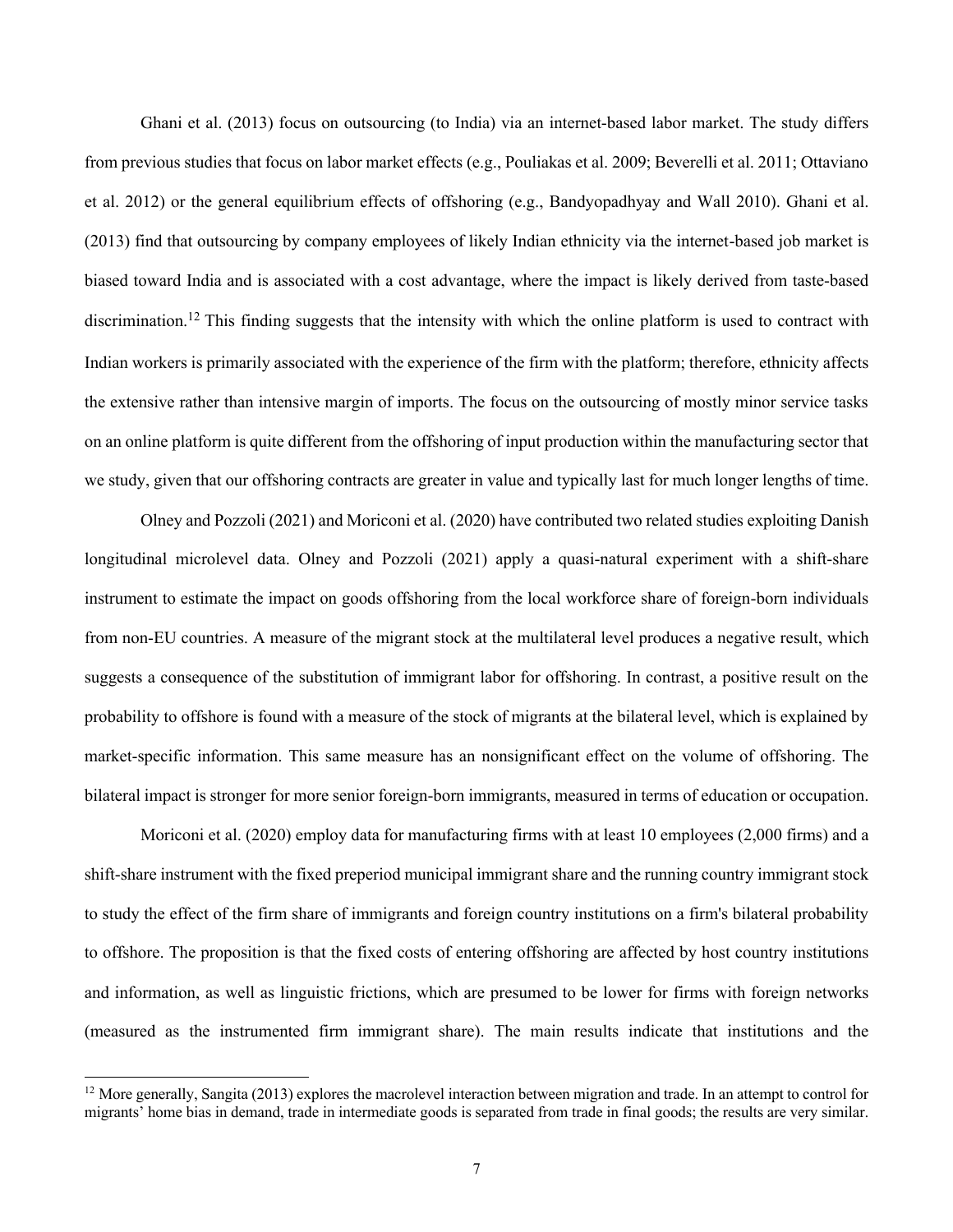Ghani et al. (2013) focus on outsourcing (to India) via an internet-based labor market. The study differs from previous studies that focus on labor market effects (e.g., Pouliakas et al. 2009; Beverelli et al. 2011; Ottaviano et al. 2012) or the general equilibrium effects of offshoring (e.g., Bandyopadhyay and Wall 2010). Ghani et al. (2013) find that outsourcing by company employees of likely Indian ethnicity via the internet-based job market is biased toward India and is associated with a cost advantage, where the impact is likely derived from taste-based discrimination.[12] This finding suggests that the intensity with which the online platform is used to contract with Indian workers is primarily associated with the experience of the firm with the platform; therefore, ethnicity affects the extensive rather than intensive margin of imports. The focus on the outsourcing of mostly minor service tasks on an online platform is quite different from the offshoring of input production within the manufacturing sector that we study, given that our offshoring contracts are greater in value and typically last for much longer lengths of time.

Olney and Pozzoli (2021) and Moriconi et al. (2020) have contributed two related studies exploiting Danish longitudinal microlevel data. Olney and Pozzoli (2021) apply a quasi-natural experiment with a shift-share instrument to estimate the impact on goods offshoring from the local workforce share of foreign-born individuals from non-EU countries. A measure of the migrant stock at the multilateral level produces a negative result, which suggests a consequence of the substitution of immigrant labor for offshoring. In contrast, a positive result on the probability to offshore is found with a measure of the stock of migrants at the bilateral level, which is explained by market-specific information. This same measure has an nonsignificant effect on the volume of offshoring. The bilateral impact is stronger for more senior foreign-born immigrants, measured in terms of education or occupation.

Moriconi et al. (2020) employ data for manufacturing firms with at least 10 employees (2,000 firms) and a shift-share instrument with the fixed preperiod municipal immigrant share and the running country immigrant stock to study the effect of the firm share of immigrants and foreign country institutions on a firm's bilateral probability to offshore. The proposition is that the fixed costs of entering offshoring are affected by host country institutions and information, as well as linguistic frictions, which are presumed to be lower for firms with foreign networks (measured as the instrumented firm immigrant share). The main results indicate that institutions and the

[12] More generally, Sangita (2013) explores the macrolevel interaction between migration and trade. In an attempt to control for migrants' home bias in demand, trade in intermediate goods is separated from trade in final goods; the results are very similar.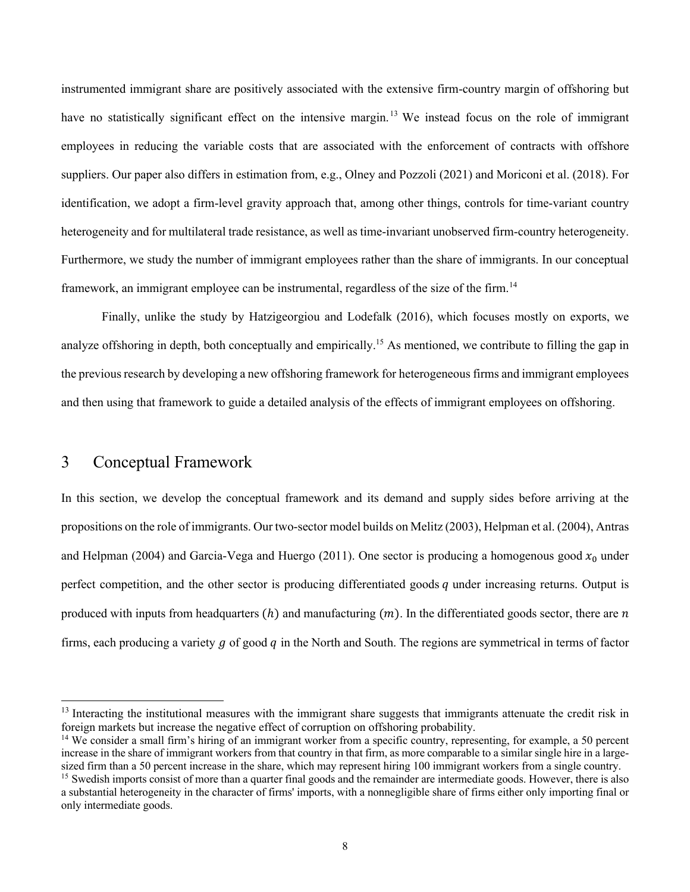instrumented immigrant share are positively associated with the extensive firm-country margin of offshoring but have no statistically significant effect on the intensive margin.[13] We instead focus on the role of immigrant employees in reducing the variable costs that are associated with the enforcement of contracts with offshore suppliers. Our paper also differs in estimation from, e.g., Olney and Pozzoli (2021) and Moriconi et al. (2018). For identification, we adopt a firm-level gravity approach that, among other things, controls for time-variant country heterogeneity and for multilateral trade resistance, as well as time-invariant unobserved firm-country heterogeneity. Furthermore, we study the number of immigrant employees rather than the share of immigrants. In our conceptual framework, an immigrant employee can be instrumental, regardless of the size of the firm.[14]

Finally, unlike the study by Hatzigeorgiou and Lodefalk (2016), which focuses mostly on exports, we analyze offshoring in depth, both conceptually and empirically.[15] As mentioned, we contribute to filling the gap in the previous research by developing a new offshoring framework for heterogeneous firms and immigrant employees and then using that framework to guide a detailed analysis of the effects of immigrant employees on offshoring.

# 3 Conceptual Framework

In this section, we develop the conceptual framework and its demand and supply sides before arriving at the propositions on the role of immigrants. Our two-sector model builds on Melitz (2003), Helpman et al. (2004), Antras and Helpman (2004) and Garcia-Vega and Huergo (2011). One sector is producing a homogenous good $x_0$ under perfect competition, and the other sector is producing differentiated goods $q$ under increasing returns. Output is produced with inputs from headquarters $(h)$ and manufacturing $(m)$. In the differentiated goods sector, there are $n$ firms, each producing a variety $g$ of good $q$ in the North and South. The regions are symmetrical in terms of factor

---

[13] Interacting the institutional measures with the immigrant share suggests that immigrants attenuate the credit risk in foreign markets but increase the negative effect of corruption on offshoring probability.

[14] We consider a small firm's hiring of an immigrant worker from a specific country, representing, for example, a 50 percent increase in the share of immigrant workers from that country in that firm, as more comparable to a similar single hire in a large-sized firm than a 50 percent increase in the share, which may represent hiring 100 immigrant workers from a single country.

[15] Swedish imports consist of more than a quarter final goods and the remainder are intermediate goods. However, there is also a substantial heterogeneity in the character of firms' imports, with a nonnegligible share of firms either only importing final or only intermediate goods.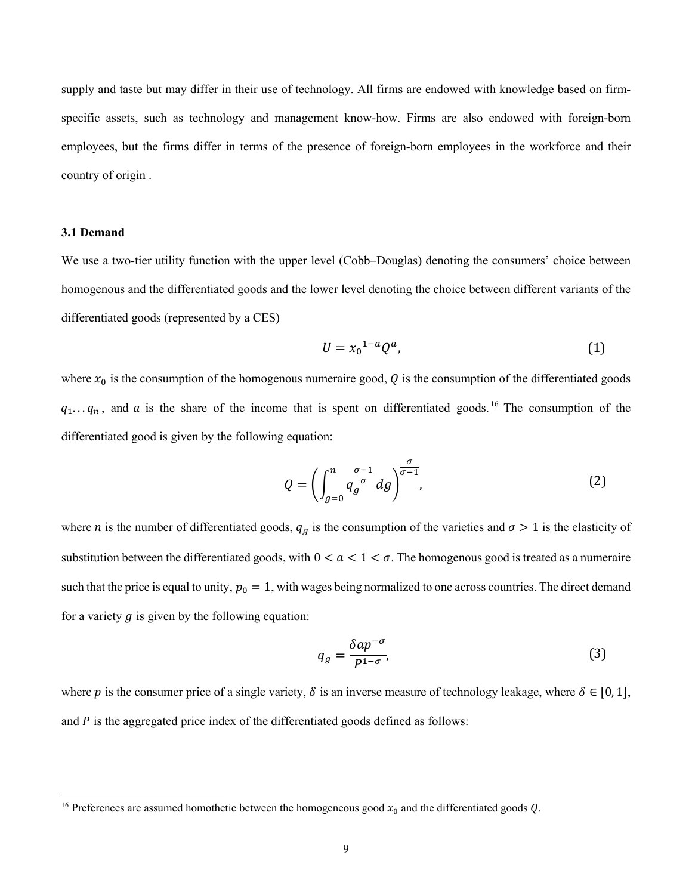supply and taste but may differ in their use of technology. All firms are endowed with knowledge based on firm-specific assets, such as technology and management know-how. Firms are also endowed with foreign-born employees, but the firms differ in terms of the presence of foreign-born employees in the workforce and their country of origin .

### 3.1 Demand

We use a two-tier utility function with the upper level (Cobb–Douglas) denoting the consumers' choice between homogenous and the differentiated goods and the lower level denoting the choice between different variants of the differentiated goods (represented by a CES)

$$U = {x_0}^{1-a} Q^a, \tag{1}$$

where $x_0$ is the consumption of the homogenous numeraire good, $Q$ is the consumption of the differentiated goods $q_1 \ldots q_n$, and $a$ is the share of the income that is spent on differentiated goods.[16] The consumption of the differentiated good is given by the following equation:

$$Q = \left( \int_{g=0}^{n} q_g^{\frac{\sigma-1}{\sigma}} dg \right)^{\frac{\sigma}{\sigma-1}}, \tag{2}$$

where $n$ is the number of differentiated goods, $q_g$ is the consumption of the varieties and $\sigma > 1$ is the elasticity of substitution between the differentiated goods, with $0 < a < 1 < \sigma$. The homogenous good is treated as a numeraire such that the price is equal to unity, $p_0 = 1$, with wages being normalized to one across countries. The direct demand for a variety $g$ is given by the following equation:

$$q_g = \frac{\delta a p^{-\sigma}}{P^{1-\sigma}}, \tag{3}$$

where $p$ is the consumer price of a single variety, $\delta$ is an inverse measure of technology leakage, where $\delta \in [0, 1]$, and $P$ is the aggregated price index of the differentiated goods defined as follows:

[16] Preferences are assumed homothetic between the homogeneous good $x_0$ and the differentiated goods $Q$.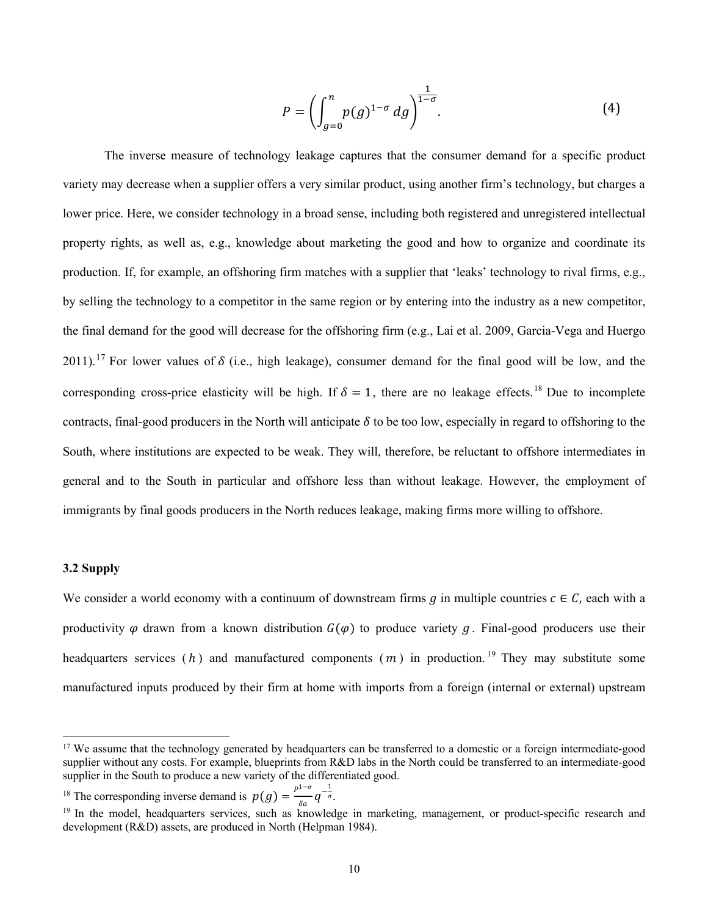$$P = \left( \int_{g=0}^{n} p(g)^{1-\sigma} \, dg \right)^{\frac{1}{1-\sigma}}. \tag{4}$$

The inverse measure of technology leakage captures that the consumer demand for a specific product variety may decrease when a supplier offers a very similar product, using another firm's technology, but charges a lower price. Here, we consider technology in a broad sense, including both registered and unregistered intellectual property rights, as well as, e.g., knowledge about marketing the good and how to organize and coordinate its production. If, for example, an offshoring firm matches with a supplier that 'leaks' technology to rival firms, e.g., by selling the technology to a competitor in the same region or by entering into the industry as a new competitor, the final demand for the good will decrease for the offshoring firm (e.g., Lai et al. 2009, Garcia-Vega and Huergo 2011).[17] For lower values of $\delta$ (i.e., high leakage), consumer demand for the final good will be low, and the corresponding cross-price elasticity will be high. If $\delta = 1$, there are no leakage effects.[18] Due to incomplete contracts, final-good producers in the North will anticipate $\delta$ to be too low, especially in regard to offshoring to the South, where institutions are expected to be weak. They will, therefore, be reluctant to offshore intermediates in general and to the South in particular and offshore less than without leakage. However, the employment of immigrants by final goods producers in the North reduces leakage, making firms more willing to offshore.

### 3.2 Supply

We consider a world economy with a continuum of downstream firms $g$ in multiple countries $c \in C$, each with a productivity $\varphi$ drawn from a known distribution $G(\varphi)$ to produce variety $g$. Final-good producers use their headquarters services ($h$) and manufactured components ($m$) in production.[19] They may substitute some manufactured inputs produced by their firm at home with imports from a foreign (internal or external) upstream

---

[17] We assume that the technology generated by headquarters can be transferred to a domestic or a foreign intermediate-good supplier without any costs. For example, blueprints from R&D labs in the North could be transferred to an intermediate-good supplier in the South to produce a new variety of the differentiated good.

[18] The corresponding inverse demand is $p(g) = \frac{P^{1-\sigma}}{\delta a} q^{-\frac{1}{\sigma}}$.

[19] In the model, headquarters services, such as knowledge in marketing, management, or product-specific research and development (R&D) assets, are produced in North (Helpman 1984).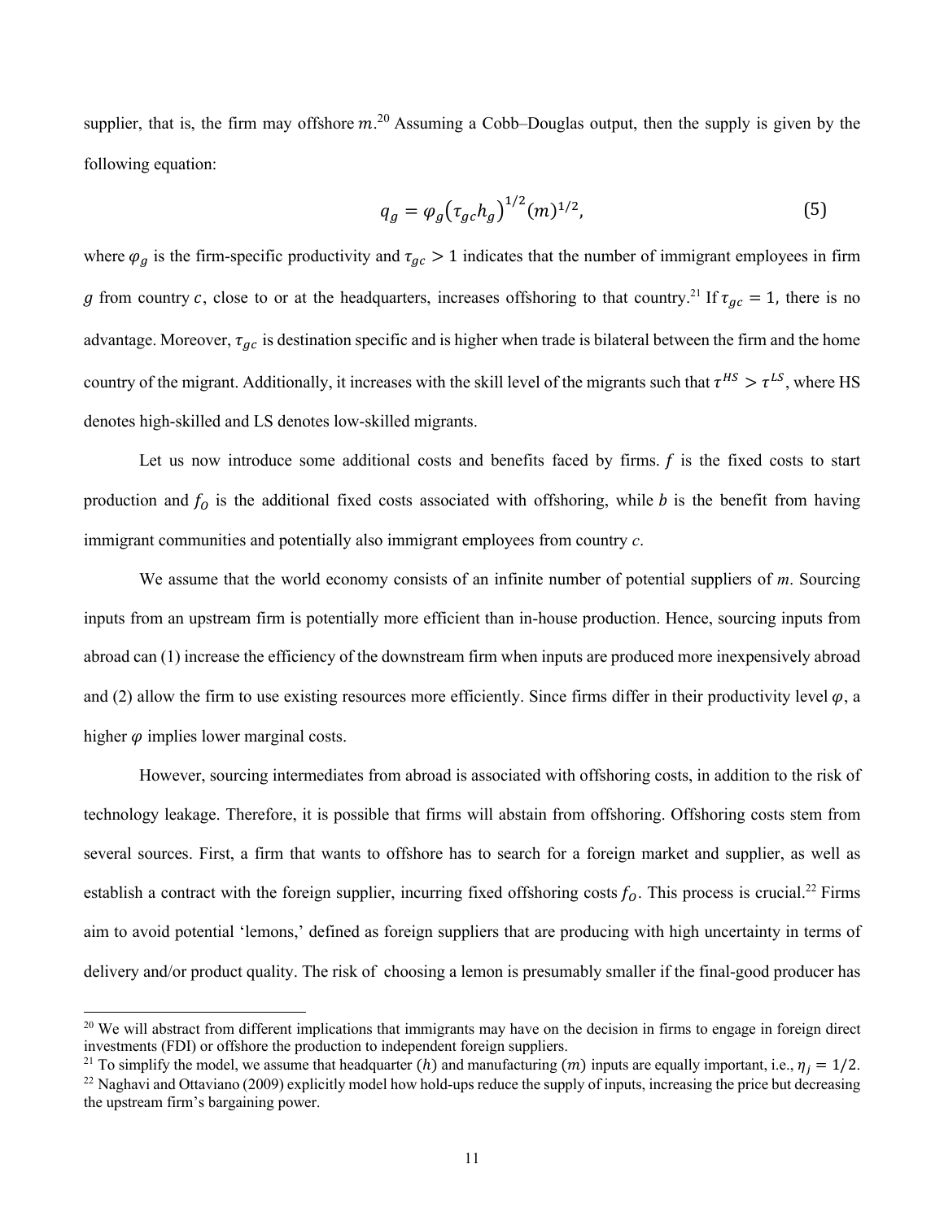supplier, that is, the firm may offshore $m$.[20] Assuming a Cobb–Douglas output, then the supply is given by the following equation:

$$q_g = \varphi_g \left(\tau_{gc} h_g\right)^{1/2} (m)^{1/2}, \tag{5}$$

where $\varphi_g$ is the firm-specific productivity and $\tau_{gc} > 1$ indicates that the number of immigrant employees in firm $g$ from country $c$, close to or at the headquarters, increases offshoring to that country.[21] If $\tau_{gc} = 1$, there is no advantage. Moreover, $\tau_{gc}$ is destination specific and is higher when trade is bilateral between the firm and the home country of the migrant. Additionally, it increases with the skill level of the migrants such that $\tau^{HS} > \tau^{LS}$, where HS denotes high-skilled and LS denotes low-skilled migrants.

Let us now introduce some additional costs and benefits faced by firms. $f$ is the fixed costs to start production and $f_O$ is the additional fixed costs associated with offshoring, while $b$ is the benefit from having immigrant communities and potentially also immigrant employees from country $c$.

We assume that the world economy consists of an infinite number of potential suppliers of $m$. Sourcing inputs from an upstream firm is potentially more efficient than in-house production. Hence, sourcing inputs from abroad can (1) increase the efficiency of the downstream firm when inputs are produced more inexpensively abroad and (2) allow the firm to use existing resources more efficiently. Since firms differ in their productivity level $\varphi$, a higher $\varphi$ implies lower marginal costs.

However, sourcing intermediates from abroad is associated with offshoring costs, in addition to the risk of technology leakage. Therefore, it is possible that firms will abstain from offshoring. Offshoring costs stem from several sources. First, a firm that wants to offshore has to search for a foreign market and supplier, as well as establish a contract with the foreign supplier, incurring fixed offshoring costs $f_O$. This process is crucial.[22] Firms aim to avoid potential 'lemons,' defined as foreign suppliers that are producing with high uncertainty in terms of delivery and/or product quality. The risk of choosing a lemon is presumably smaller if the final-good producer has

[20] We will abstract from different implications that immigrants may have on the decision in firms to engage in foreign direct investments (FDI) or offshore the production to independent foreign suppliers.

[21] To simplify the model, we assume that headquarter $(h)$ and manufacturing $(m)$ inputs are equally important, i.e., $\eta_j = 1/2$.

[22] Naghavi and Ottaviano (2009) explicitly model how hold-ups reduce the supply of inputs, increasing the price but decreasing the upstream firm's bargaining power.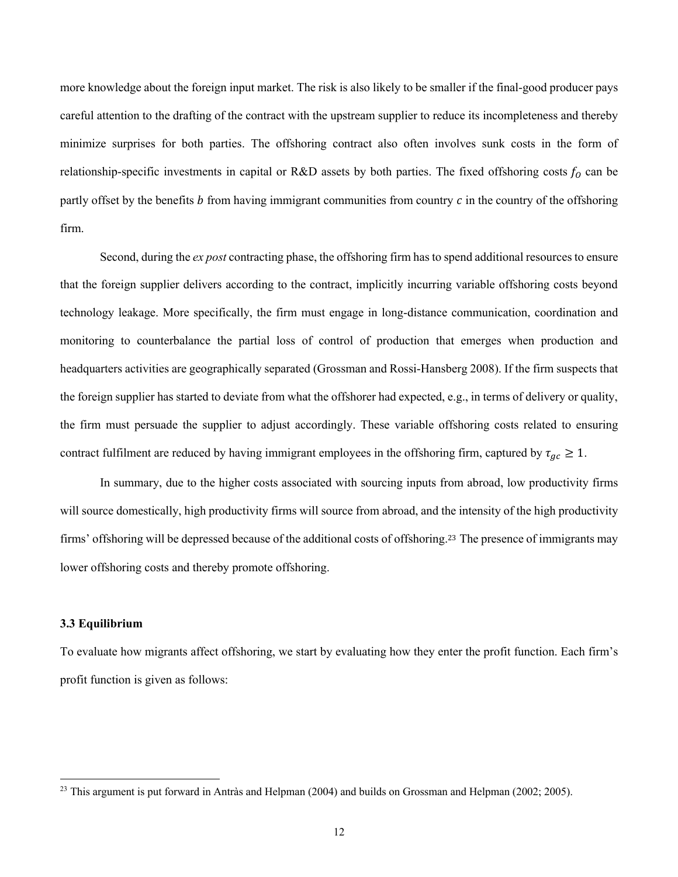more knowledge about the foreign input market. The risk is also likely to be smaller if the final-good producer pays careful attention to the drafting of the contract with the upstream supplier to reduce its incompleteness and thereby minimize surprises for both parties. The offshoring contract also often involves sunk costs in the form of relationship-specific investments in capital or R&D assets by both parties. The fixed offshoring costs $f_O$ can be partly offset by the benefits $b$ from having immigrant communities from country $c$ in the country of the offshoring firm.

Second, during the *ex post* contracting phase, the offshoring firm has to spend additional resources to ensure that the foreign supplier delivers according to the contract, implicitly incurring variable offshoring costs beyond technology leakage. More specifically, the firm must engage in long-distance communication, coordination and monitoring to counterbalance the partial loss of control of production that emerges when production and headquarters activities are geographically separated (Grossman and Rossi-Hansberg 2008). If the firm suspects that the foreign supplier has started to deviate from what the offshorer had expected, e.g., in terms of delivery or quality, the firm must persuade the supplier to adjust accordingly. These variable offshoring costs related to ensuring contract fulfilment are reduced by having immigrant employees in the offshoring firm, captured by $\tau_{gc} \geq 1$.

In summary, due to the higher costs associated with sourcing inputs from abroad, low productivity firms will source domestically, high productivity firms will source from abroad, and the intensity of the high productivity firms' offshoring will be depressed because of the additional costs of offshoring.[23] The presence of immigrants may lower offshoring costs and thereby promote offshoring.

### 3.3 Equilibrium

To evaluate how migrants affect offshoring, we start by evaluating how they enter the profit function. Each firm's profit function is given as follows:

[23] This argument is put forward in Antràs and Helpman (2004) and builds on Grossman and Helpman (2002; 2005).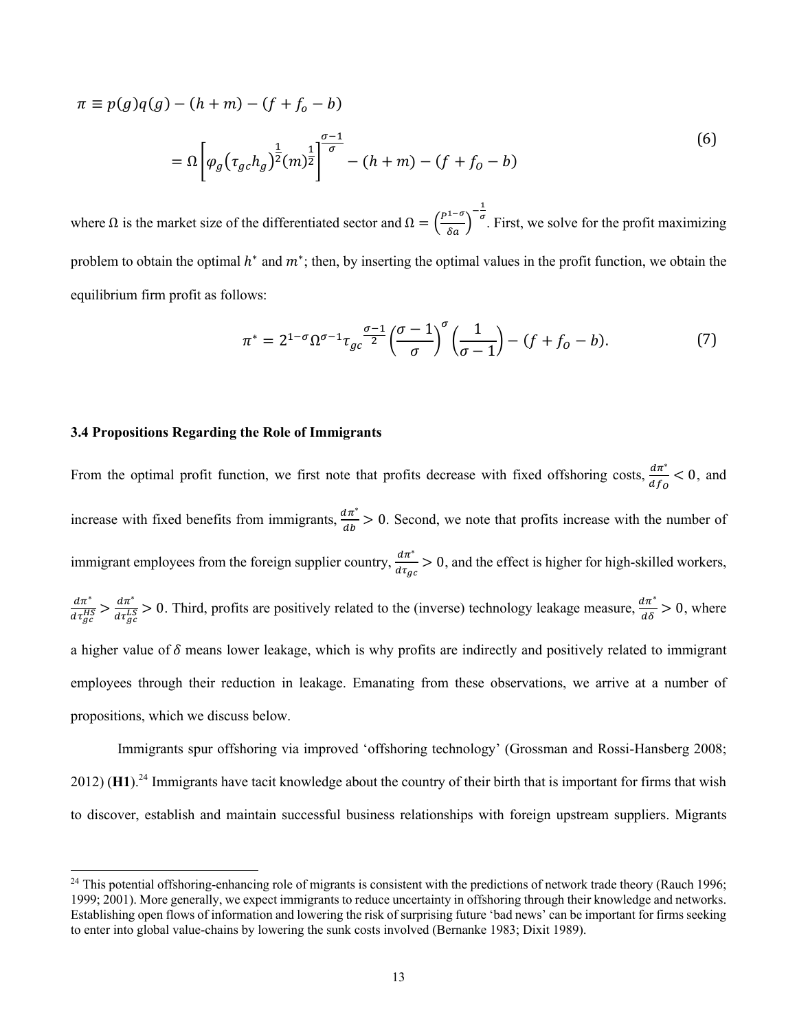$$\pi \equiv p(g)q(g) - (h+m) - (f + f_o - b)$$

$$= \Omega \left[ \varphi_g \left(\tau_{gc} h_g\right)^{\frac{1}{2}} (m)^{\frac{1}{2}} \right]^{\frac{\sigma-1}{\sigma}} - (h+m) - (f + f_O - b) \tag{6}$$

where $\Omega$ is the market size of the differentiated sector and $\Omega = \left(\frac{P^{1-\sigma}}{\delta a}\right)^{-\frac{1}{\sigma}}$. First, we solve for the profit maximizing problem to obtain the optimal $h^*$ and $m^*$; then, by inserting the optimal values in the profit function, we obtain the equilibrium firm profit as follows:

$$\pi^* = 2^{1-\sigma} \Omega^{\sigma-1} \tau_{gc}^{\frac{\sigma-1}{2}} \left(\frac{\sigma-1}{\sigma}\right)^{\sigma} \left(\frac{1}{\sigma-1}\right) - (f + f_O - b). \tag{7}$$

### 3.4 Propositions Regarding the Role of Immigrants

From the optimal profit function, we first note that profits decrease with fixed offshoring costs, $\frac{d\pi^*}{df_O} < 0$, and increase with fixed benefits from immigrants, $\frac{d\pi^*}{db} > 0$. Second, we note that profits increase with the number of immigrant employees from the foreign supplier country, $\frac{d\pi^*}{d\tau_{gc}} > 0$, and the effect is higher for high-skilled workers, $\frac{d\pi^*}{d\tau_{gc}^{HS}} > \frac{d\pi^*}{d\tau_{gc}^{LS}} > 0$. Third, profits are positively related to the (inverse) technology leakage measure, $\frac{d\pi^*}{d\delta} > 0$, where a higher value of $\delta$ means lower leakage, which is why profits are indirectly and positively related to immigrant employees through their reduction in leakage. Emanating from these observations, we arrive at a number of propositions, which we discuss below.

Immigrants spur offshoring via improved 'offshoring technology' (Grossman and Rossi-Hansberg 2008; 2012) (**H1**).[24] Immigrants have tacit knowledge about the country of their birth that is important for firms that wish to discover, establish and maintain successful business relationships with foreign upstream suppliers. Migrants

[24] This potential offshoring-enhancing role of migrants is consistent with the predictions of network trade theory (Rauch 1996; 1999; 2001). More generally, we expect immigrants to reduce uncertainty in offshoring through their knowledge and networks. Establishing open flows of information and lowering the risk of surprising future 'bad news' can be important for firms seeking to enter into global value-chains by lowering the sunk costs involved (Bernanke 1983; Dixit 1989).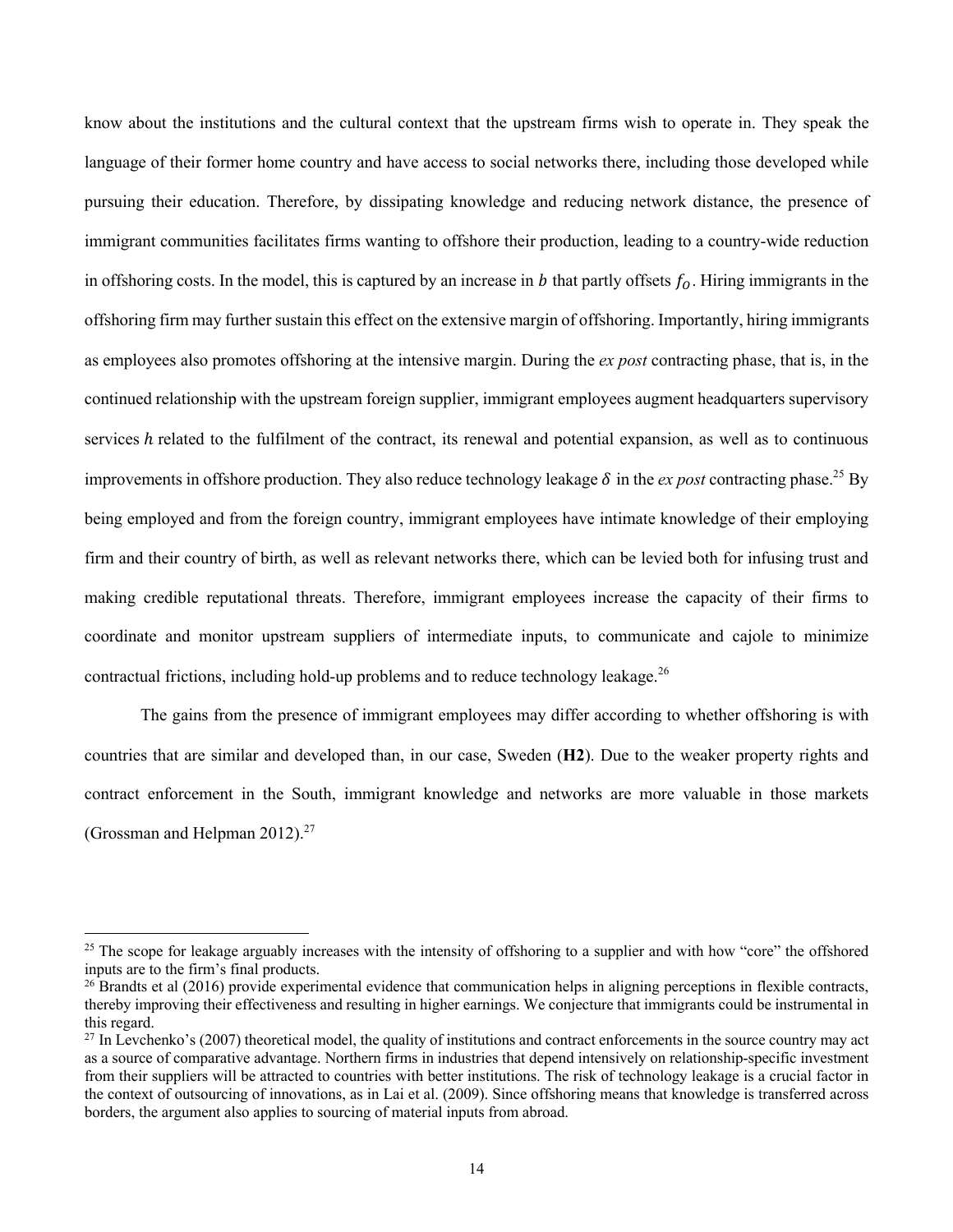know about the institutions and the cultural context that the upstream firms wish to operate in. They speak the language of their former home country and have access to social networks there, including those developed while pursuing their education. Therefore, by dissipating knowledge and reducing network distance, the presence of immigrant communities facilitates firms wanting to offshore their production, leading to a country-wide reduction in offshoring costs. In the model, this is captured by an increase in $b$ that partly offsets $f_O$. Hiring immigrants in the offshoring firm may further sustain this effect on the extensive margin of offshoring. Importantly, hiring immigrants as employees also promotes offshoring at the intensive margin. During the *ex post* contracting phase, that is, in the continued relationship with the upstream foreign supplier, immigrant employees augment headquarters supervisory services $h$ related to the fulfilment of the contract, its renewal and potential expansion, as well as to continuous improvements in offshore production. They also reduce technology leakage $\delta$ in the *ex post* contracting phase.[25] By being employed and from the foreign country, immigrant employees have intimate knowledge of their employing firm and their country of birth, as well as relevant networks there, which can be levied both for infusing trust and making credible reputational threats. Therefore, immigrant employees increase the capacity of their firms to coordinate and monitor upstream suppliers of intermediate inputs, to communicate and cajole to minimize contractual frictions, including hold-up problems and to reduce technology leakage.[26]

The gains from the presence of immigrant employees may differ according to whether offshoring is with countries that are similar and developed than, in our case, Sweden (**H2**). Due to the weaker property rights and contract enforcement in the South, immigrant knowledge and networks are more valuable in those markets (Grossman and Helpman 2012).[27]

---

[25] The scope for leakage arguably increases with the intensity of offshoring to a supplier and with how "core" the offshored inputs are to the firm's final products.

[26] Brandts et al (2016) provide experimental evidence that communication helps in aligning perceptions in flexible contracts, thereby improving their effectiveness and resulting in higher earnings. We conjecture that immigrants could be instrumental in this regard.

[27] In Levchenko's (2007) theoretical model, the quality of institutions and contract enforcements in the source country may act as a source of comparative advantage. Northern firms in industries that depend intensively on relationship-specific investment from their suppliers will be attracted to countries with better institutions. The risk of technology leakage is a crucial factor in the context of outsourcing of innovations, as in Lai et al. (2009). Since offshoring means that knowledge is transferred across borders, the argument also applies to sourcing of material inputs from abroad.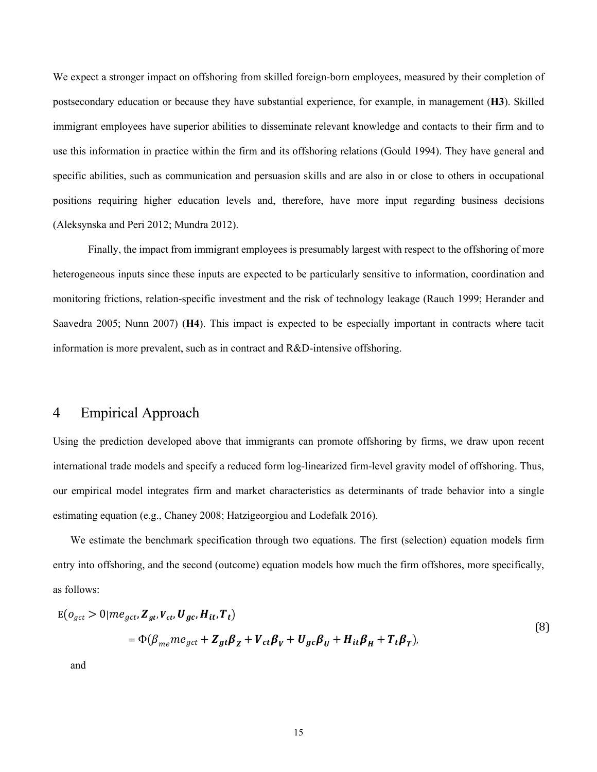We expect a stronger impact on offshoring from skilled foreign-born employees, measured by their completion of postsecondary education or because they have substantial experience, for example, in management (**H3**). Skilled immigrant employees have superior abilities to disseminate relevant knowledge and contacts to their firm and to use this information in practice within the firm and its offshoring relations (Gould 1994). They have general and specific abilities, such as communication and persuasion skills and are also in or close to others in occupational positions requiring higher education levels and, therefore, have more input regarding business decisions (Aleksynska and Peri 2012; Mundra 2012).

Finally, the impact from immigrant employees is presumably largest with respect to the offshoring of more heterogeneous inputs since these inputs are expected to be particularly sensitive to information, coordination and monitoring frictions, relation-specific investment and the risk of technology leakage (Rauch 1999; Herander and Saavedra 2005; Nunn 2007) (**H4**). This impact is expected to be especially important in contracts where tacit information is more prevalent, such as in contract and R&D-intensive offshoring.

# 4 Empirical Approach

Using the prediction developed above that immigrants can promote offshoring by firms, we draw upon recent international trade models and specify a reduced form log-linearized firm-level gravity model of offshoring. Thus, our empirical model integrates firm and market characteristics as determinants of trade behavior into a single estimating equation (e.g., Chaney 2008; Hatzigeorgiou and Lodefalk 2016).

We estimate the benchmark specification through two equations. The first (selection) equation models firm entry into offshoring, and the second (outcome) equation models how much the firm offshores, more specifically, as follows:

$$
\begin{aligned}
\mathrm{E}(o_{gct} > 0 | me_{gct}, \boldsymbol{Z_{gt}}, \boldsymbol{V_{ct}}, \boldsymbol{U_{gc}}, \boldsymbol{H_{it}}, \boldsymbol{T_t}) \\
= \Phi(\beta_{me} me_{gct} + \boldsymbol{Z_{gt}\beta_Z} + \boldsymbol{V_{ct}\beta_V} + \boldsymbol{U_{gc}\beta_U} + \boldsymbol{H_{it}\beta_H} + \boldsymbol{T_t\beta_T}),
\end{aligned}
\tag{8}
$$

and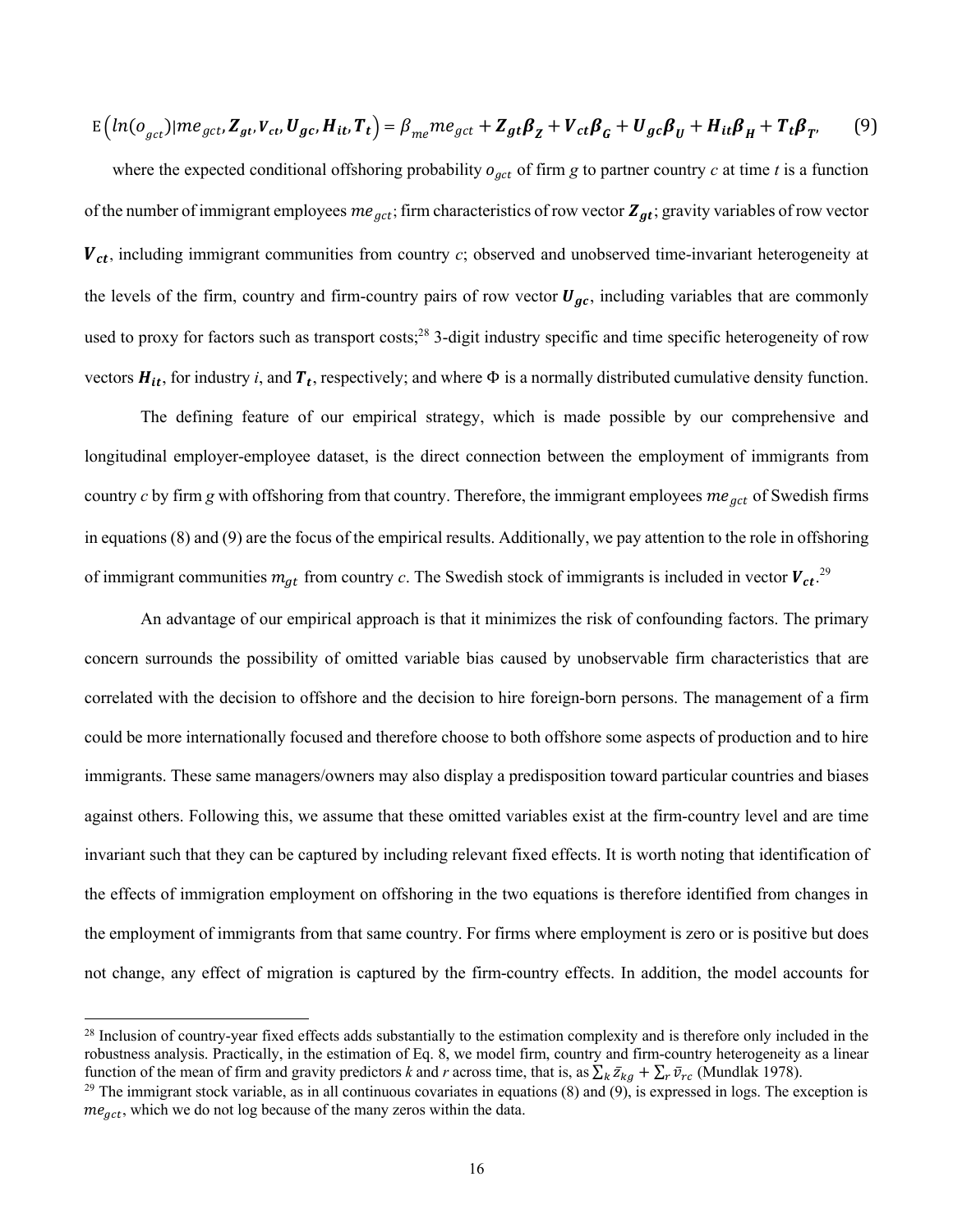$$\mathrm{E}\left(ln(o_{gct})|me_{gct}, \boldsymbol{Z_{gt}}, \boldsymbol{V_{ct}}, \boldsymbol{U_{gc}}, \boldsymbol{H_{it}}, \boldsymbol{T_t}\right) = \beta_{me}me_{gct} + \boldsymbol{Z_{gt}\beta_Z} + \boldsymbol{V_{ct}\beta_G} + \boldsymbol{U_{gc}\beta_U} + \boldsymbol{H_{it}\beta_H} + \boldsymbol{T_t\beta_{T'}} \qquad (9)$$

where the expected conditional offshoring probability $o_{gct}$ of firm *g* to partner country *c* at time *t* is a function of the number of immigrant employees $me_{gct}$; firm characteristics of row vector $\boldsymbol{Z_{gt}}$; gravity variables of row vector $\boldsymbol{V_{ct}}$, including immigrant communities from country *c*; observed and unobserved time-invariant heterogeneity at the levels of the firm, country and firm-country pairs of row vector $\boldsymbol{U_{gc}}$, including variables that are commonly used to proxy for factors such as transport costs;[28] 3-digit industry specific and time specific heterogeneity of row vectors $\boldsymbol{H_{it}}$, for industry *i*, and $\boldsymbol{T_t}$, respectively; and where $\Phi$ is a normally distributed cumulative density function.

The defining feature of our empirical strategy, which is made possible by our comprehensive and longitudinal employer-employee dataset, is the direct connection between the employment of immigrants from country *c* by firm *g* with offshoring from that country. Therefore, the immigrant employees $me_{gct}$ of Swedish firms in equations (8) and (9) are the focus of the empirical results. Additionally, we pay attention to the role in offshoring of immigrant communities $m_{gt}$ from country *c*. The Swedish stock of immigrants is included in vector $\boldsymbol{V_{ct}}$.[29]

An advantage of our empirical approach is that it minimizes the risk of confounding factors. The primary concern surrounds the possibility of omitted variable bias caused by unobservable firm characteristics that are correlated with the decision to offshore and the decision to hire foreign-born persons. The management of a firm could be more internationally focused and therefore choose to both offshore some aspects of production and to hire immigrants. These same managers/owners may also display a predisposition toward particular countries and biases against others. Following this, we assume that these omitted variables exist at the firm-country level and are time invariant such that they can be captured by including relevant fixed effects. It is worth noting that identification of the effects of immigration employment on offshoring in the two equations is therefore identified from changes in the employment of immigrants from that same country. For firms where employment is zero or is positive but does not change, any effect of migration is captured by the firm-country effects. In addition, the model accounts for

[28] Inclusion of country-year fixed effects adds substantially to the estimation complexity and is therefore only included in the robustness analysis. Practically, in the estimation of Eq. 8, we model firm, country and firm-country heterogeneity as a linear function of the mean of firm and gravity predictors *k* and *r* across time, that is, as $\sum_k \bar{z}_{kg} + \sum_r \bar{v}_{rc}$ (Mundlak 1978).

[29] The immigrant stock variable, as in all continuous covariates in equations (8) and (9), is expressed in logs. The exception is $me_{gct}$, which we do not log because of the many zeros within the data.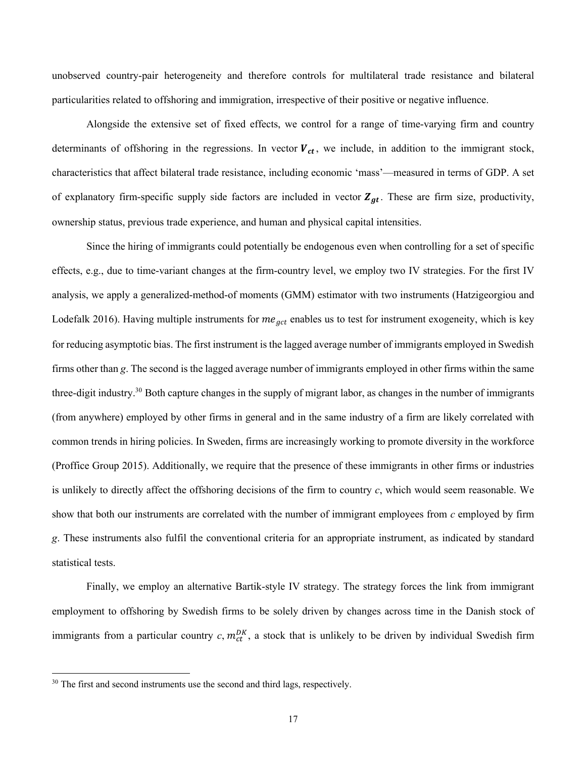unobserved country-pair heterogeneity and therefore controls for multilateral trade resistance and bilateral particularities related to offshoring and immigration, irrespective of their positive or negative influence.

Alongside the extensive set of fixed effects, we control for a range of time-varying firm and country determinants of offshoring in the regressions. In vector $\boldsymbol{V}_{ct}$, we include, in addition to the immigrant stock, characteristics that affect bilateral trade resistance, including economic 'mass'—measured in terms of GDP. A set of explanatory firm-specific supply side factors are included in vector $\boldsymbol{Z}_{gt}$. These are firm size, productivity, ownership status, previous trade experience, and human and physical capital intensities.

Since the hiring of immigrants could potentially be endogenous even when controlling for a set of specific effects, e.g., due to time-variant changes at the firm-country level, we employ two IV strategies. For the first IV analysis, we apply a generalized-method-of moments (GMM) estimator with two instruments (Hatzigeorgiou and Lodefalk 2016). Having multiple instruments for $me_{gct}$ enables us to test for instrument exogeneity, which is key for reducing asymptotic bias. The first instrument is the lagged average number of immigrants employed in Swedish firms other than *g*. The second is the lagged average number of immigrants employed in other firms within the same three-digit industry.[30] Both capture changes in the supply of migrant labor, as changes in the number of immigrants (from anywhere) employed by other firms in general and in the same industry of a firm are likely correlated with common trends in hiring policies. In Sweden, firms are increasingly working to promote diversity in the workforce (Proffice Group 2015). Additionally, we require that the presence of these immigrants in other firms or industries is unlikely to directly affect the offshoring decisions of the firm to country *c*, which would seem reasonable. We show that both our instruments are correlated with the number of immigrant employees from *c* employed by firm *g*. These instruments also fulfil the conventional criteria for an appropriate instrument, as indicated by standard statistical tests.

Finally, we employ an alternative Bartik-style IV strategy. The strategy forces the link from immigrant employment to offshoring by Swedish firms to be solely driven by changes across time in the Danish stock of immigrants from a particular country $c$, $m_{ct}^{DK}$, a stock that is unlikely to be driven by individual Swedish firm

[30] The first and second instruments use the second and third lags, respectively.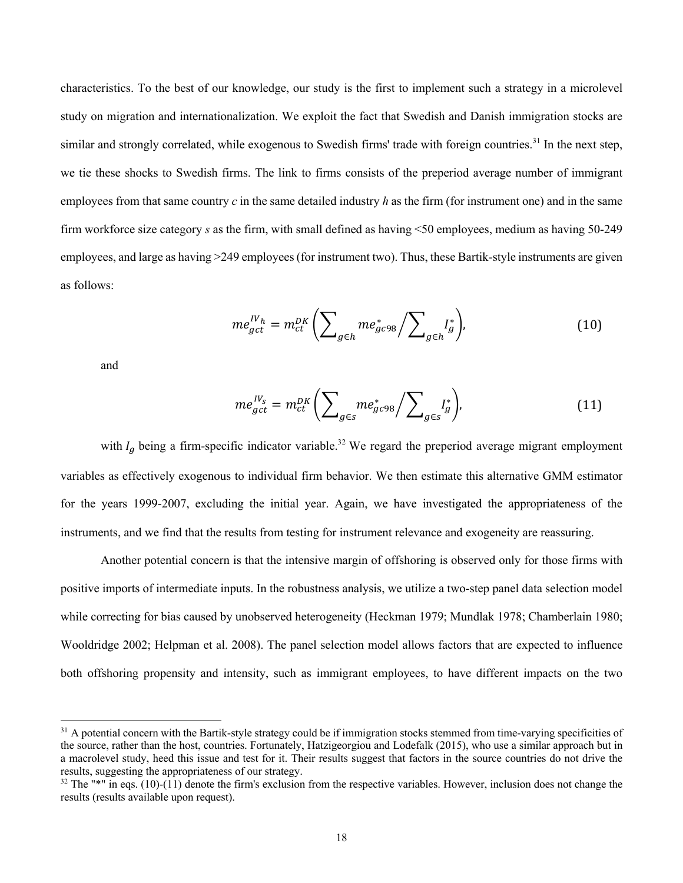characteristics. To the best of our knowledge, our study is the first to implement such a strategy in a microlevel study on migration and internationalization. We exploit the fact that Swedish and Danish immigration stocks are similar and strongly correlated, while exogenous to Swedish firms' trade with foreign countries.[31] In the next step, we tie these shocks to Swedish firms. The link to firms consists of the preperiod average number of immigrant employees from that same country $c$ in the same detailed industry $h$ as the firm (for instrument one) and in the same firm workforce size category $s$ as the firm, with small defined as having <50 employees, medium as having 50-249 employees, and large as having >249 employees (for instrument two). Thus, these Bartik-style instruments are given as follows:

$$me_{gct}^{IV_h} = m_{ct}^{DK}\left(\sum\nolimits_{g\in h} me_{gc98}^{*} \Big/ \sum\nolimits_{g\in h} I_g^{*}\right), \tag{10}$$

and

$$me_{gct}^{IV_s} = m_{ct}^{DK}\left(\sum\nolimits_{g\in s} me_{gc98}^{*} \Big/ \sum\nolimits_{g\in s} I_g^{*}\right), \tag{11}$$

with $I_g$ being a firm-specific indicator variable.[32] We regard the preperiod average migrant employment variables as effectively exogenous to individual firm behavior. We then estimate this alternative GMM estimator for the years 1999-2007, excluding the initial year. Again, we have investigated the appropriateness of the instruments, and we find that the results from testing for instrument relevance and exogeneity are reassuring.

Another potential concern is that the intensive margin of offshoring is observed only for those firms with positive imports of intermediate inputs. In the robustness analysis, we utilize a two-step panel data selection model while correcting for bias caused by unobserved heterogeneity (Heckman 1979; Mundlak 1978; Chamberlain 1980; Wooldridge 2002; Helpman et al. 2008). The panel selection model allows factors that are expected to influence both offshoring propensity and intensity, such as immigrant employees, to have different impacts on the two

---

[31] A potential concern with the Bartik-style strategy could be if immigration stocks stemmed from time-varying specificities of the source, rather than the host, countries. Fortunately, Hatzigeorgiou and Lodefalk (2015), who use a similar approach but in a macrolevel study, heed this issue and test for it. Their results suggest that factors in the source countries do not drive the results, suggesting the appropriateness of our strategy.

[32] The "*" in eqs. (10)-(11) denote the firm's exclusion from the respective variables. However, inclusion does not change the results (results available upon request).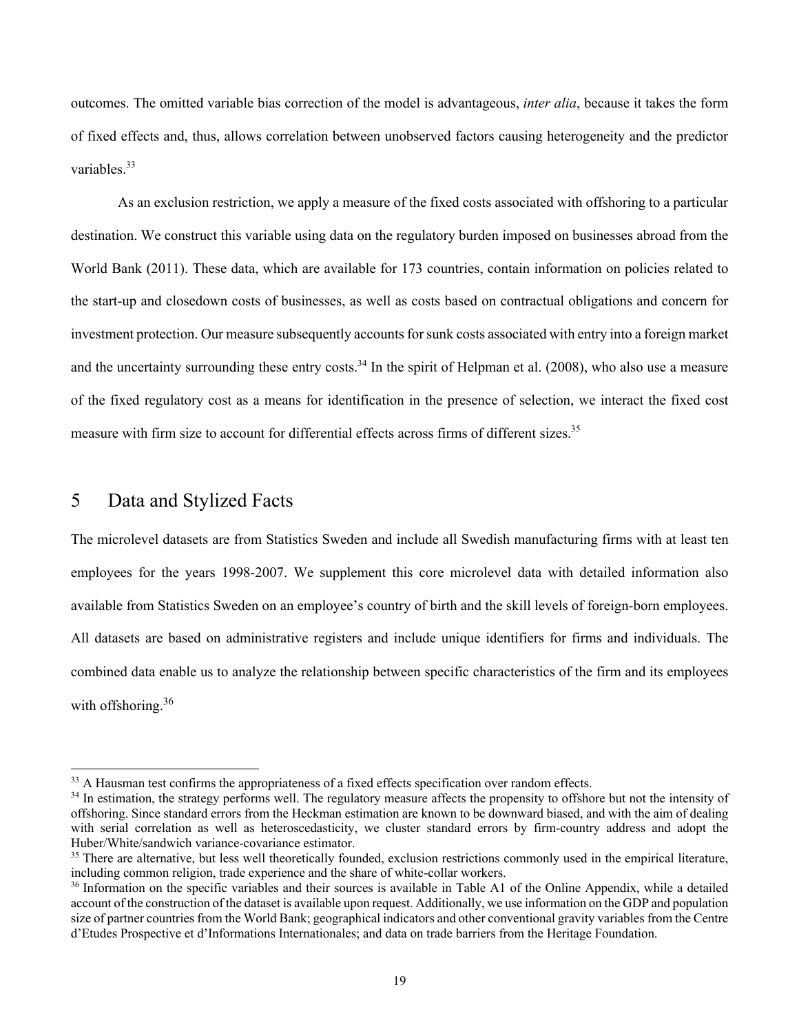outcomes. The omitted variable bias correction of the model is advantageous, *inter alia*, because it takes the form of fixed effects and, thus, allows correlation between unobserved factors causing heterogeneity and the predictor variables.[33]

As an exclusion restriction, we apply a measure of the fixed costs associated with offshoring to a particular destination. We construct this variable using data on the regulatory burden imposed on businesses abroad from the World Bank (2011). These data, which are available for 173 countries, contain information on policies related to the start-up and closedown costs of businesses, as well as costs based on contractual obligations and concern for investment protection. Our measure subsequently accounts for sunk costs associated with entry into a foreign market and the uncertainty surrounding these entry costs.[34] In the spirit of Helpman et al. (2008), who also use a measure of the fixed regulatory cost as a means for identification in the presence of selection, we interact the fixed cost measure with firm size to account for differential effects across firms of different sizes.[35]

## 5 Data and Stylized Facts

The microlevel datasets are from Statistics Sweden and include all Swedish manufacturing firms with at least ten employees for the years 1998-2007. We supplement this core microlevel data with detailed information also available from Statistics Sweden on an employee's country of birth and the skill levels of foreign-born employees. All datasets are based on administrative registers and include unique identifiers for firms and individuals. The combined data enable us to analyze the relationship between specific characteristics of the firm and its employees with offshoring.[36]

---

[33] A Hausman test confirms the appropriateness of a fixed effects specification over random effects.

[34] In estimation, the strategy performs well. The regulatory measure affects the propensity to offshore but not the intensity of offshoring. Since standard errors from the Heckman estimation are known to be downward biased, and with the aim of dealing with serial correlation as well as heteroscedasticity, we cluster standard errors by firm-country address and adopt the Huber/White/sandwich variance-covariance estimator.

[35] There are alternative, but less well theoretically founded, exclusion restrictions commonly used in the empirical literature, including common religion, trade experience and the share of white-collar workers.

[36] Information on the specific variables and their sources is available in Table A1 of the Online Appendix, while a detailed account of the construction of the dataset is available upon request. Additionally, we use information on the GDP and population size of partner countries from the World Bank; geographical indicators and other conventional gravity variables from the Centre d'Etudes Prospective et d'Informations Internationales; and data on trade barriers from the Heritage Foundation.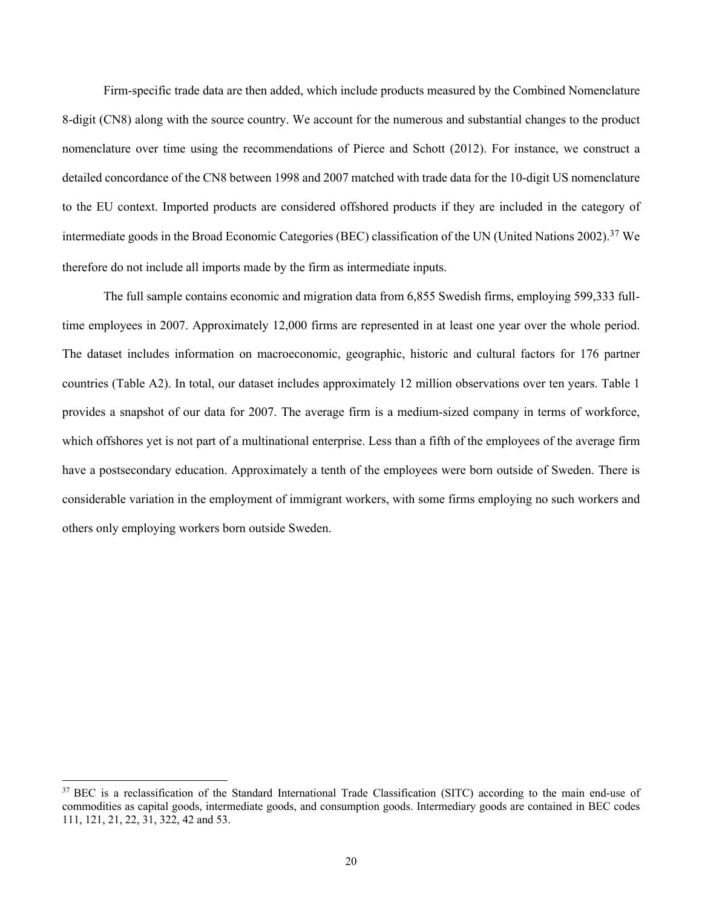Firm-specific trade data are then added, which include products measured by the Combined Nomenclature 8-digit (CN8) along with the source country. We account for the numerous and substantial changes to the product nomenclature over time using the recommendations of Pierce and Schott (2012). For instance, we construct a detailed concordance of the CN8 between 1998 and 2007 matched with trade data for the 10-digit US nomenclature to the EU context. Imported products are considered offshored products if they are included in the category of intermediate goods in the Broad Economic Categories (BEC) classification of the UN (United Nations 2002).[37] We therefore do not include all imports made by the firm as intermediate inputs.

The full sample contains economic and migration data from 6,855 Swedish firms, employing 599,333 full-time employees in 2007. Approximately 12,000 firms are represented in at least one year over the whole period. The dataset includes information on macroeconomic, geographic, historic and cultural factors for 176 partner countries (Table A2). In total, our dataset includes approximately 12 million observations over ten years. Table 1 provides a snapshot of our data for 2007. The average firm is a medium-sized company in terms of workforce, which offshores yet is not part of a multinational enterprise. Less than a fifth of the employees of the average firm have a postsecondary education. Approximately a tenth of the employees were born outside of Sweden. There is considerable variation in the employment of immigrant workers, with some firms employing no such workers and others only employing workers born outside Sweden.

[37] BEC is a reclassification of the Standard International Trade Classification (SITC) according to the main end-use of commodities as capital goods, intermediate goods, and consumption goods. Intermediary goods are contained in BEC codes 111, 121, 21, 22, 31, 322, 42 and 53.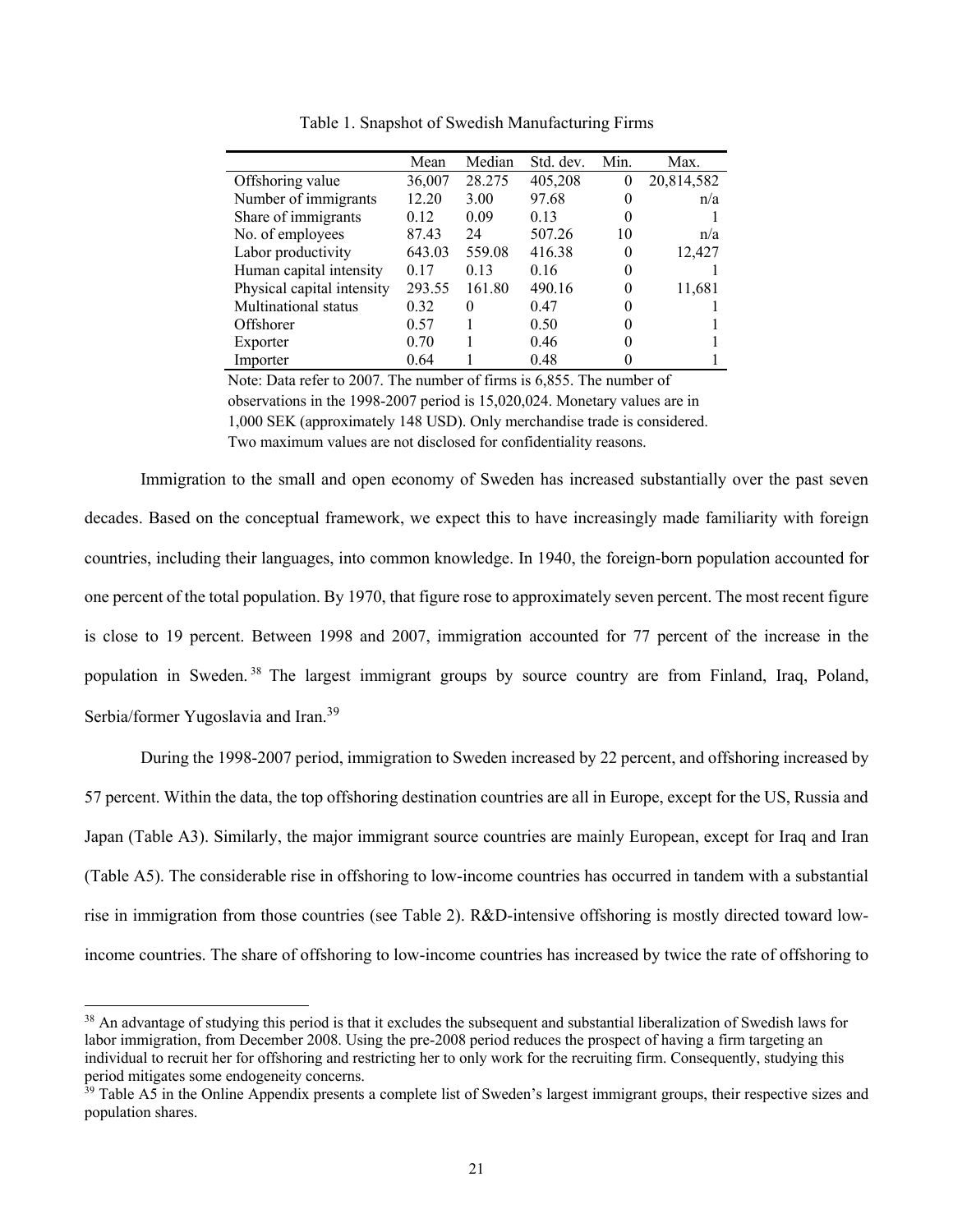Table 1. Snapshot of Swedish Manufacturing Firms

| | Mean | Median | Std. dev. | Min. | Max. |
|---|---|---|---|---|---|
| Offshoring value | 36,007 | 28.275 | 405,208 | 0 | 20,814,582 |
| Number of immigrants | 12.20 | 3.00 | 97.68 | 0 | n/a |
| Share of immigrants | 0.12 | 0.09 | 0.13 | 0 | 1 |
| No. of employees | 87.43 | 24 | 507.26 | 10 | n/a |
| Labor productivity | 643.03 | 559.08 | 416.38 | 0 | 12,427 |
| Human capital intensity | 0.17 | 0.13 | 0.16 | 0 | 1 |
| Physical capital intensity | 293.55 | 161.80 | 490.16 | 0 | 11,681 |
| Multinational status | 0.32 | 0 | 0.47 | 0 | 1 |
| Offshorer | 0.57 | 1 | 0.50 | 0 | 1 |
| Exporter | 0.70 | 1 | 0.46 | 0 | 1 |
| Importer | 0.64 | 1 | 0.48 | 0 | 1 |

Note: Data refer to 2007. The number of firms is 6,855. The number of observations in the 1998-2007 period is 15,020,024. Monetary values are in 1,000 SEK (approximately 148 USD). Only merchandise trade is considered. Two maximum values are not disclosed for confidentiality reasons.

Immigration to the small and open economy of Sweden has increased substantially over the past seven decades. Based on the conceptual framework, we expect this to have increasingly made familiarity with foreign countries, including their languages, into common knowledge. In 1940, the foreign-born population accounted for one percent of the total population. By 1970, that figure rose to approximately seven percent. The most recent figure is close to 19 percent. Between 1998 and 2007, immigration accounted for 77 percent of the increase in the population in Sweden.[38] The largest immigrant groups by source country are from Finland, Iraq, Poland, Serbia/former Yugoslavia and Iran.[39]

During the 1998-2007 period, immigration to Sweden increased by 22 percent, and offshoring increased by 57 percent. Within the data, the top offshoring destination countries are all in Europe, except for the US, Russia and Japan (Table A3). Similarly, the major immigrant source countries are mainly European, except for Iraq and Iran (Table A5). The considerable rise in offshoring to low-income countries has occurred in tandem with a substantial rise in immigration from those countries (see Table 2). R&D-intensive offshoring is mostly directed toward low-income countries. The share of offshoring to low-income countries has increased by twice the rate of offshoring to

[38] An advantage of studying this period is that it excludes the subsequent and substantial liberalization of Swedish laws for labor immigration, from December 2008. Using the pre-2008 period reduces the prospect of having a firm targeting an individual to recruit her for offshoring and restricting her to only work for the recruiting firm. Consequently, studying this period mitigates some endogeneity concerns.

[39] Table A5 in the Online Appendix presents a complete list of Sweden's largest immigrant groups, their respective sizes and population shares.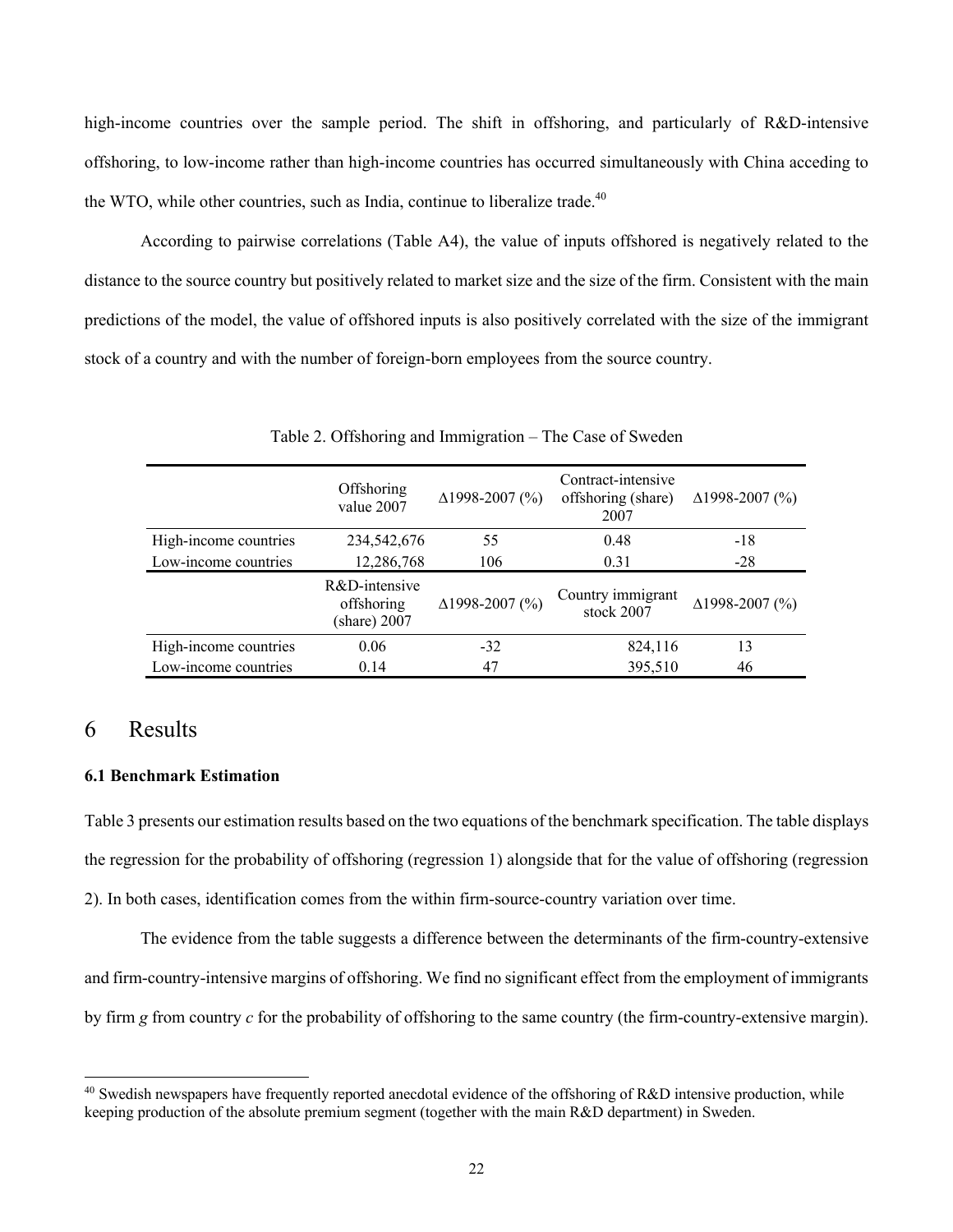high-income countries over the sample period. The shift in offshoring, and particularly of R&D-intensive offshoring, to low-income rather than high-income countries has occurred simultaneously with China acceding to the WTO, while other countries, such as India, continue to liberalize trade.[40]

According to pairwise correlations (Table A4), the value of inputs offshored is negatively related to the distance to the source country but positively related to market size and the size of the firm. Consistent with the main predictions of the model, the value of offshored inputs is also positively correlated with the size of the immigrant stock of a country and with the number of foreign-born employees from the source country.

Table 2. Offshoring and Immigration – The Case of Sweden

| | Offshoring value 2007 | Δ1998-2007 (%) | Contract-intensive offshoring (share) 2007 | Δ1998-2007 (%) |
|---|---|---|---|---|
| High-income countries | 234,542,676 | 55 | 0.48 | -18 |
| Low-income countries | 12,286,768 | 106 | 0.31 | -28 |
| | **R&D-intensive offshoring (share) 2007** | **Δ1998-2007 (%)** | **Country immigrant stock 2007** | **Δ1998-2007 (%)** |
| High-income countries | 0.06 | -32 | 824,116 | 13 |
| Low-income countries | 0.14 | 47 | 395,510 | 46 |

# 6 Results

### 6.1 Benchmark Estimation

Table 3 presents our estimation results based on the two equations of the benchmark specification. The table displays the regression for the probability of offshoring (regression 1) alongside that for the value of offshoring (regression 2). In both cases, identification comes from the within firm-source-country variation over time.

The evidence from the table suggests a difference between the determinants of the firm-country-extensive and firm-country-intensive margins of offshoring. We find no significant effect from the employment of immigrants by firm $g$ from country $c$ for the probability of offshoring to the same country (the firm-country-extensive margin).

[40] Swedish newspapers have frequently reported anecdotal evidence of the offshoring of R&D intensive production, while keeping production of the absolute premium segment (together with the main R&D department) in Sweden.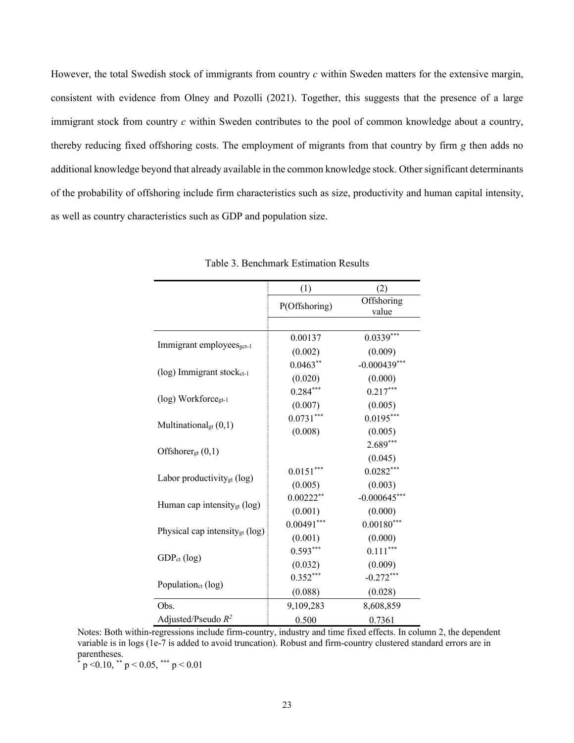However, the total Swedish stock of immigrants from country *c* within Sweden matters for the extensive margin, consistent with evidence from Olney and Pozolli (2021). Together, this suggests that the presence of a large immigrant stock from country *c* within Sweden contributes to the pool of common knowledge about a country, thereby reducing fixed offshoring costs. The employment of migrants from that country by firm *g* then adds no additional knowledge beyond that already available in the common knowledge stock. Other significant determinants of the probability of offshoring include firm characteristics such as size, productivity and human capital intensity, as well as country characteristics such as GDP and population size.

Table 3. Benchmark Estimation Results

| | (1) | (2) |
|---|---|---|
| | P(Offshoring) | Offshoring value |
| Immigrant employees$_{gct-1}$ | 0.00137 | 0.0339*** |
| | (0.002) | (0.009) |
| (log) Immigrant stock$_{ct-1}$ | 0.0463** | -0.000439*** |
| | (0.020) | (0.000) |
| (log) Workforce$_{gt-1}$ | 0.284*** | 0.217*** |
| | (0.007) | (0.005) |
| Multinational$_{gt}$ (0,1) | 0.0731*** | 0.0195*** |
| | (0.008) | (0.005) |
| Offshorer$_{gt}$ (0,1) | | 2.689*** |
| | | (0.045) |
| Labor productivity$_{gt}$ (log) | 0.0151*** | 0.0282*** |
| | (0.005) | (0.003) |
| Human cap intensity$_{gt}$ (log) | 0.00222** | -0.000645*** |
| | (0.001) | (0.000) |
| Physical cap intensity$_{gt}$ (log) | 0.00491*** | 0.00180*** |
| | (0.001) | (0.000) |
| GDP$_{ct}$ (log) | 0.593*** | 0.111*** |
| | (0.032) | (0.009) |
| Population$_{ct}$ (log) | 0.352*** | -0.272*** |
| | (0.088) | (0.028) |
| Obs. | 9,109,283 | 8,608,859 |
| Adjusted/Pseudo $R^2$ | 0.500 | 0.7361 |

Notes: Both within-regressions include firm-country, industry and time fixed effects. In column 2, the dependent variable is in logs (1e-7 is added to avoid truncation). Robust and firm-country clustered standard errors are in parentheses.
* $p < 0.10$, ** $p < 0.05$, *** $p < 0.01$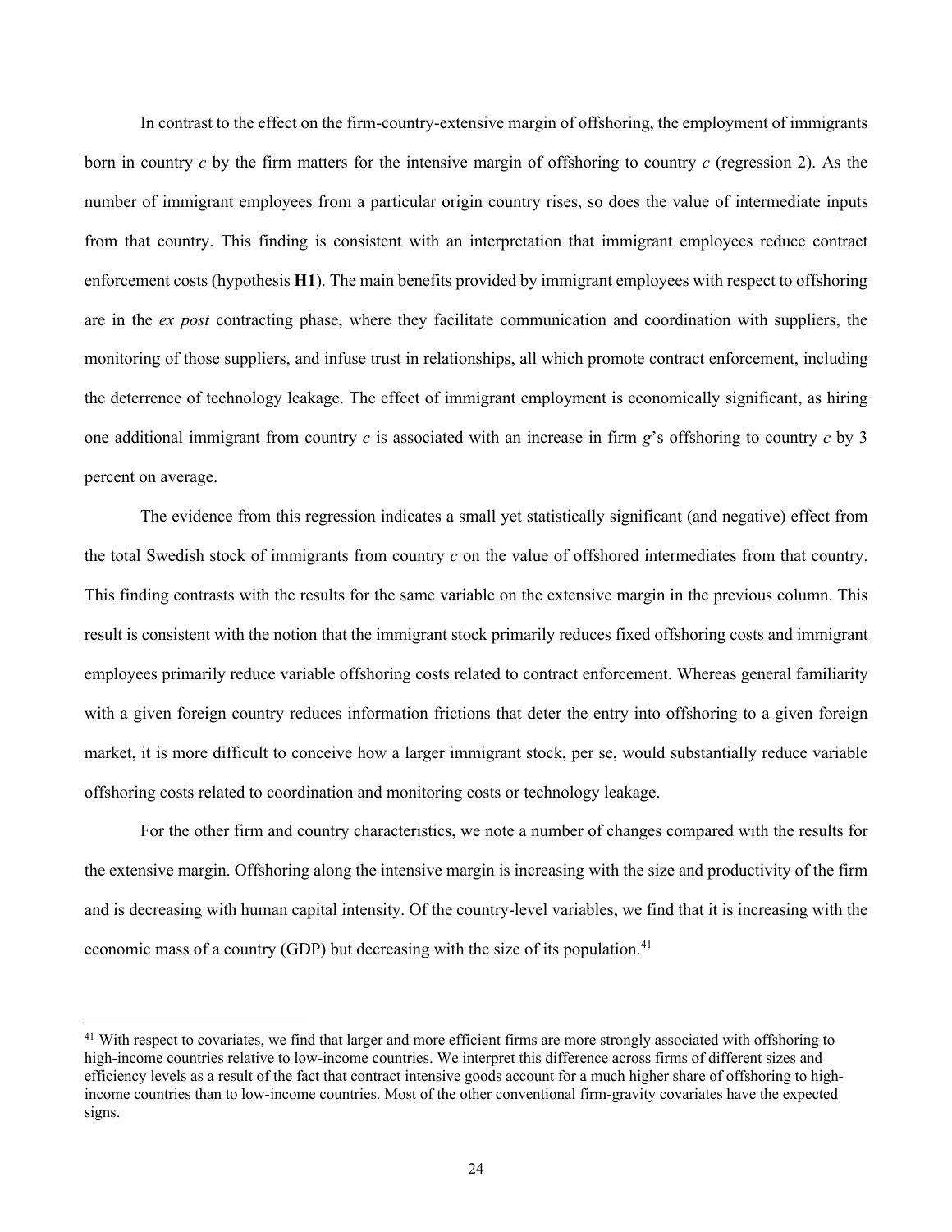In contrast to the effect on the firm-country-extensive margin of offshoring, the employment of immigrants born in country *c* by the firm matters for the intensive margin of offshoring to country *c* (regression 2). As the number of immigrant employees from a particular origin country rises, so does the value of intermediate inputs from that country. This finding is consistent with an interpretation that immigrant employees reduce contract enforcement costs (hypothesis **H1**). The main benefits provided by immigrant employees with respect to offshoring are in the *ex post* contracting phase, where they facilitate communication and coordination with suppliers, the monitoring of those suppliers, and infuse trust in relationships, all which promote contract enforcement, including the deterrence of technology leakage. The effect of immigrant employment is economically significant, as hiring one additional immigrant from country *c* is associated with an increase in firm *g*'s offshoring to country *c* by 3 percent on average.

The evidence from this regression indicates a small yet statistically significant (and negative) effect from the total Swedish stock of immigrants from country *c* on the value of offshored intermediates from that country. This finding contrasts with the results for the same variable on the extensive margin in the previous column. This result is consistent with the notion that the immigrant stock primarily reduces fixed offshoring costs and immigrant employees primarily reduce variable offshoring costs related to contract enforcement. Whereas general familiarity with a given foreign country reduces information frictions that deter the entry into offshoring to a given foreign market, it is more difficult to conceive how a larger immigrant stock, per se, would substantially reduce variable offshoring costs related to coordination and monitoring costs or technology leakage.

For the other firm and country characteristics, we note a number of changes compared with the results for the extensive margin. Offshoring along the intensive margin is increasing with the size and productivity of the firm and is decreasing with human capital intensity. Of the country-level variables, we find that it is increasing with the economic mass of a country (GDP) but decreasing with the size of its population.[41]

[41] With respect to covariates, we find that larger and more efficient firms are more strongly associated with offshoring to high-income countries relative to low-income countries. We interpret this difference across firms of different sizes and efficiency levels as a result of the fact that contract intensive goods account for a much higher share of offshoring to high-income countries than to low-income countries. Most of the other conventional firm-gravity covariates have the expected signs.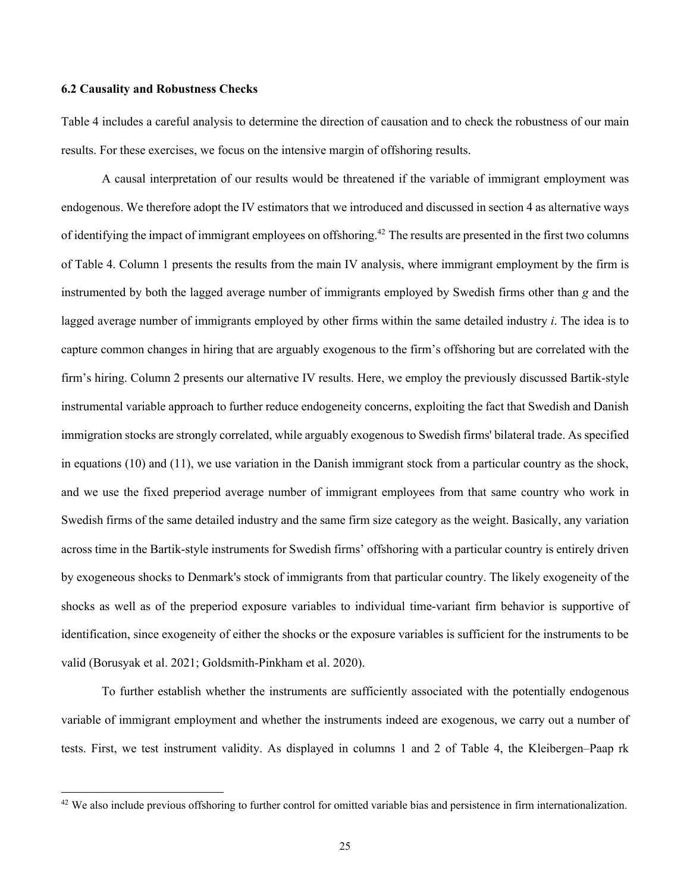### 6.2 Causality and Robustness Checks

Table 4 includes a careful analysis to determine the direction of causation and to check the robustness of our main results. For these exercises, we focus on the intensive margin of offshoring results.

A causal interpretation of our results would be threatened if the variable of immigrant employment was endogenous. We therefore adopt the IV estimators that we introduced and discussed in section 4 as alternative ways of identifying the impact of immigrant employees on offshoring.[42] The results are presented in the first two columns of Table 4. Column 1 presents the results from the main IV analysis, where immigrant employment by the firm is instrumented by both the lagged average number of immigrants employed by Swedish firms other than $g$ and the lagged average number of immigrants employed by other firms within the same detailed industry $i$. The idea is to capture common changes in hiring that are arguably exogenous to the firm's offshoring but are correlated with the firm's hiring. Column 2 presents our alternative IV results. Here, we employ the previously discussed Bartik-style instrumental variable approach to further reduce endogeneity concerns, exploiting the fact that Swedish and Danish immigration stocks are strongly correlated, while arguably exogenous to Swedish firms' bilateral trade. As specified in equations (10) and (11), we use variation in the Danish immigrant stock from a particular country as the shock, and we use the fixed preperiod average number of immigrant employees from that same country who work in Swedish firms of the same detailed industry and the same firm size category as the weight. Basically, any variation across time in the Bartik-style instruments for Swedish firms' offshoring with a particular country is entirely driven by exogeneous shocks to Denmark's stock of immigrants from that particular country. The likely exogeneity of the shocks as well as of the preperiod exposure variables to individual time-variant firm behavior is supportive of identification, since exogeneity of either the shocks or the exposure variables is sufficient for the instruments to be valid (Borusyak et al. 2021; Goldsmith-Pinkham et al. 2020).

To further establish whether the instruments are sufficiently associated with the potentially endogenous variable of immigrant employment and whether the instruments indeed are exogenous, we carry out a number of tests. First, we test instrument validity. As displayed in columns 1 and 2 of Table 4, the Kleibergen–Paap rk

[42] We also include previous offshoring to further control for omitted variable bias and persistence in firm internationalization.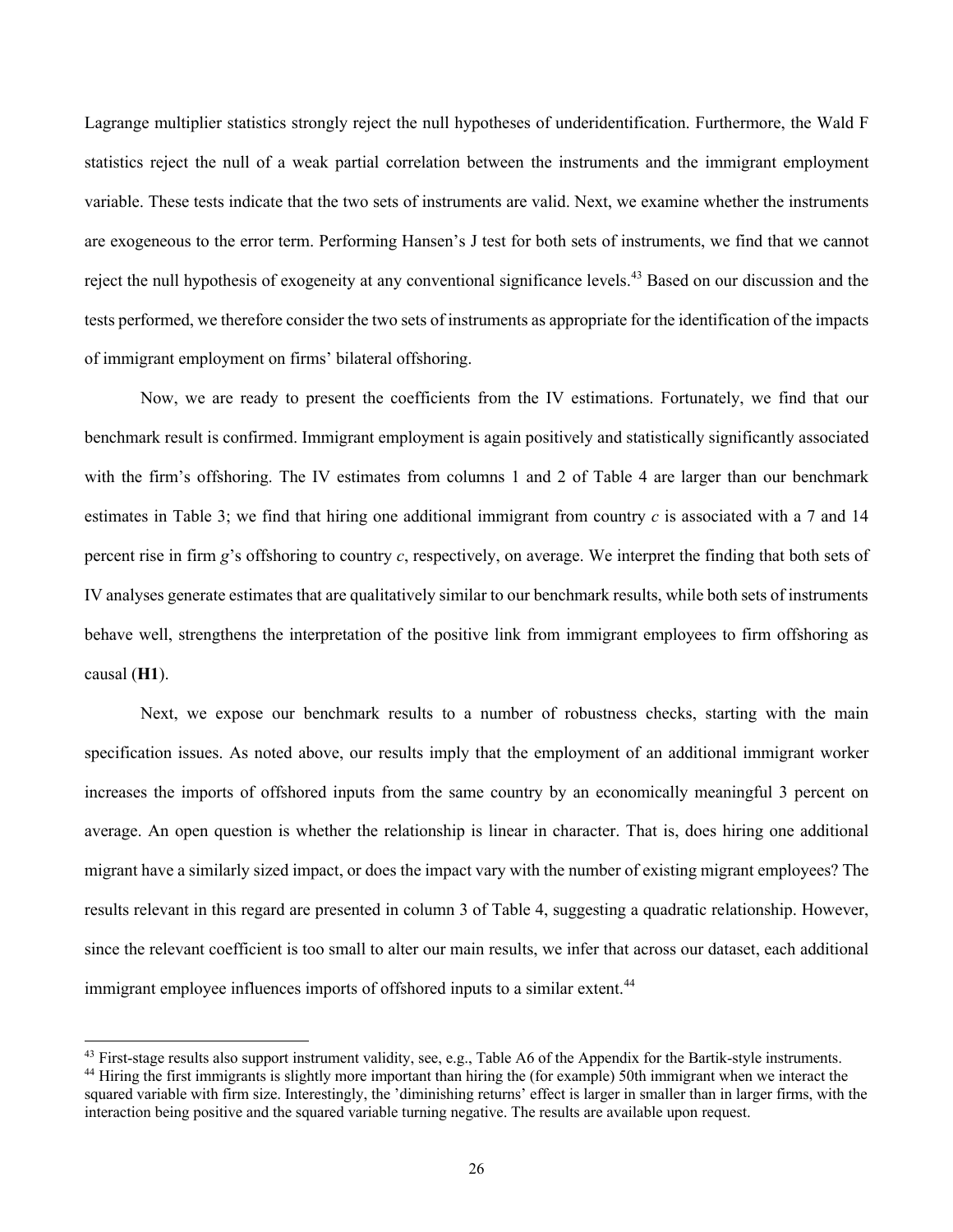Lagrange multiplier statistics strongly reject the null hypotheses of underidentification. Furthermore, the Wald F statistics reject the null of a weak partial correlation between the instruments and the immigrant employment variable. These tests indicate that the two sets of instruments are valid. Next, we examine whether the instruments are exogeneous to the error term. Performing Hansen's J test for both sets of instruments, we find that we cannot reject the null hypothesis of exogeneity at any conventional significance levels.[43] Based on our discussion and the tests performed, we therefore consider the two sets of instruments as appropriate for the identification of the impacts of immigrant employment on firms' bilateral offshoring.

Now, we are ready to present the coefficients from the IV estimations. Fortunately, we find that our benchmark result is confirmed. Immigrant employment is again positively and statistically significantly associated with the firm's offshoring. The IV estimates from columns 1 and 2 of Table 4 are larger than our benchmark estimates in Table 3; we find that hiring one additional immigrant from country *c* is associated with a 7 and 14 percent rise in firm *g*'s offshoring to country *c*, respectively, on average. We interpret the finding that both sets of IV analyses generate estimates that are qualitatively similar to our benchmark results, while both sets of instruments behave well, strengthens the interpretation of the positive link from immigrant employees to firm offshoring as causal (**H1**).

Next, we expose our benchmark results to a number of robustness checks, starting with the main specification issues. As noted above, our results imply that the employment of an additional immigrant worker increases the imports of offshored inputs from the same country by an economically meaningful 3 percent on average. An open question is whether the relationship is linear in character. That is, does hiring one additional migrant have a similarly sized impact, or does the impact vary with the number of existing migrant employees? The results relevant in this regard are presented in column 3 of Table 4, suggesting a quadratic relationship. However, since the relevant coefficient is too small to alter our main results, we infer that across our dataset, each additional immigrant employee influences imports of offshored inputs to a similar extent.[44]

---

[43] First-stage results also support instrument validity, see, e.g., Table A6 of the Appendix for the Bartik-style instruments.

[44] Hiring the first immigrants is slightly more important than hiring the (for example) 50th immigrant when we interact the squared variable with firm size. Interestingly, the 'diminishing returns' effect is larger in smaller than in larger firms, with the interaction being positive and the squared variable turning negative. The results are available upon request.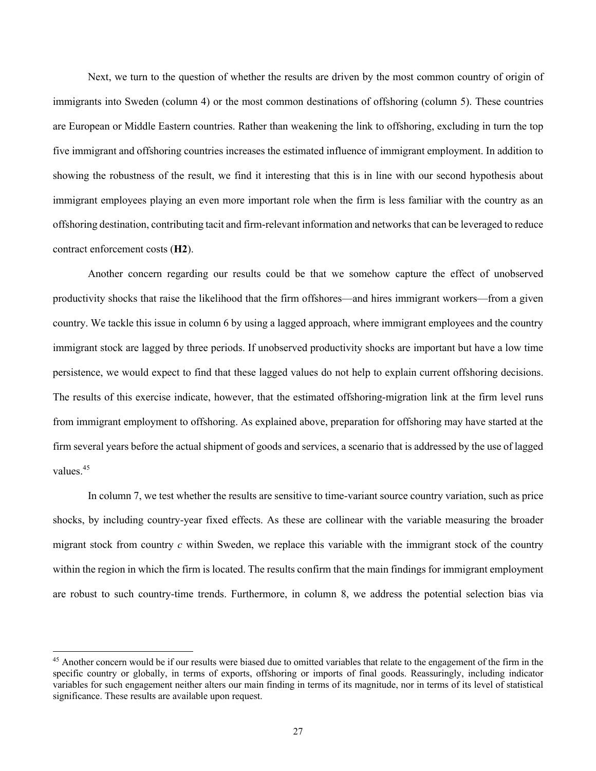Next, we turn to the question of whether the results are driven by the most common country of origin of immigrants into Sweden (column 4) or the most common destinations of offshoring (column 5). These countries are European or Middle Eastern countries. Rather than weakening the link to offshoring, excluding in turn the top five immigrant and offshoring countries increases the estimated influence of immigrant employment. In addition to showing the robustness of the result, we find it interesting that this is in line with our second hypothesis about immigrant employees playing an even more important role when the firm is less familiar with the country as an offshoring destination, contributing tacit and firm-relevant information and networks that can be leveraged to reduce contract enforcement costs (**H2**).

Another concern regarding our results could be that we somehow capture the effect of unobserved productivity shocks that raise the likelihood that the firm offshores—and hires immigrant workers—from a given country. We tackle this issue in column 6 by using a lagged approach, where immigrant employees and the country immigrant stock are lagged by three periods. If unobserved productivity shocks are important but have a low time persistence, we would expect to find that these lagged values do not help to explain current offshoring decisions. The results of this exercise indicate, however, that the estimated offshoring-migration link at the firm level runs from immigrant employment to offshoring. As explained above, preparation for offshoring may have started at the firm several years before the actual shipment of goods and services, a scenario that is addressed by the use of lagged values.[45]

In column 7, we test whether the results are sensitive to time-variant source country variation, such as price shocks, by including country-year fixed effects. As these are collinear with the variable measuring the broader migrant stock from country *c* within Sweden, we replace this variable with the immigrant stock of the country within the region in which the firm is located. The results confirm that the main findings for immigrant employment are robust to such country-time trends. Furthermore, in column 8, we address the potential selection bias via

[45] Another concern would be if our results were biased due to omitted variables that relate to the engagement of the firm in the specific country or globally, in terms of exports, offshoring or imports of final goods. Reassuringly, including indicator variables for such engagement neither alters our main finding in terms of its magnitude, nor in terms of its level of statistical significance. These results are available upon request.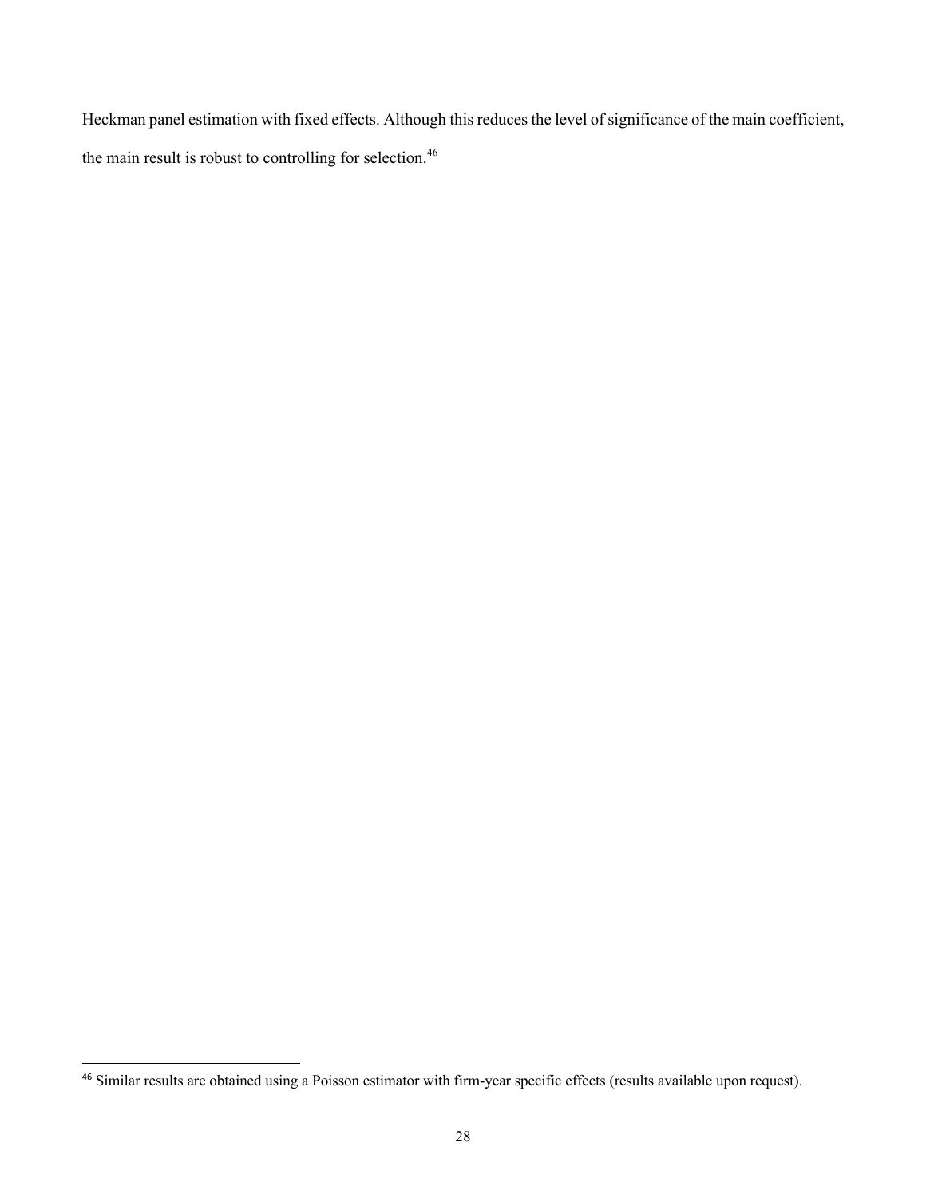Heckman panel estimation with fixed effects. Although this reduces the level of significance of the main coefficient, the main result is robust to controlling for selection.[46]

[46] Similar results are obtained using a Poisson estimator with firm-year specific effects (results available upon request).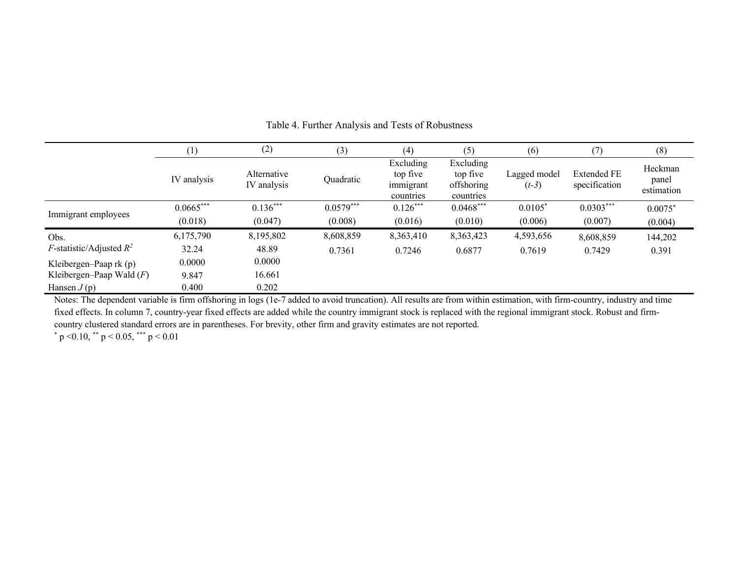Table 4. Further Analysis and Tests of Robustness

| | (1) | (2) | (3) | (4) | (5) | (6) | (7) | (8) |
|---|---|---|---|---|---|---|---|---|
| | IV analysis | Alternative IV analysis | Quadratic | Excluding top five immigrant countries | Excluding top five offshoring countries | Lagged model (*t-3*) | Extended FE specification | Heckman panel estimation |
| Immigrant employees | $0.0665^{***}$ | $0.136^{***}$ | $0.0579^{***}$ | $0.126^{***}$ | $0.0468^{***}$ | $0.0105^{*}$ | $0.0303^{***}$ | $0.0075^{*}$ |
| | (0.018) | (0.047) | (0.008) | (0.016) | (0.010) | (0.006) | (0.007) | (0.004) |
| Obs. | 6,175,790 | 8,195,802 | 8,608,859 | 8,363,410 | 8,363,423 | 4,593,656 | 8,608,859 | 144,202 |
| $F$-statistic/Adjusted $R^2$ | 32.24 | 48.89 | 0.7361 | 0.7246 | 0.6877 | 0.7619 | 0.7429 | 0.391 |
| Kleibergen–Paap rk (p) | 0.0000 | 0.0000 | | | | | | |
| Kleibergen–Paap Wald ($F$) | 9.847 | 16.661 | | | | | | |
| Hansen $J$ (p) | 0.400 | 0.202 | | | | | | |

Notes: The dependent variable is firm offshoring in logs (1e-7 added to avoid truncation). All results are from within estimation, with firm-country, industry and time fixed effects. In column 7, country-year fixed effects are added while the country immigrant stock is replaced with the regional immigrant stock. Robust and firm-country clustered standard errors are in parentheses. For brevity, other firm and gravity estimates are not reported.

$^{*}$ p <0.10, $^{**}$ p < 0.05, $^{***}$ p < 0.01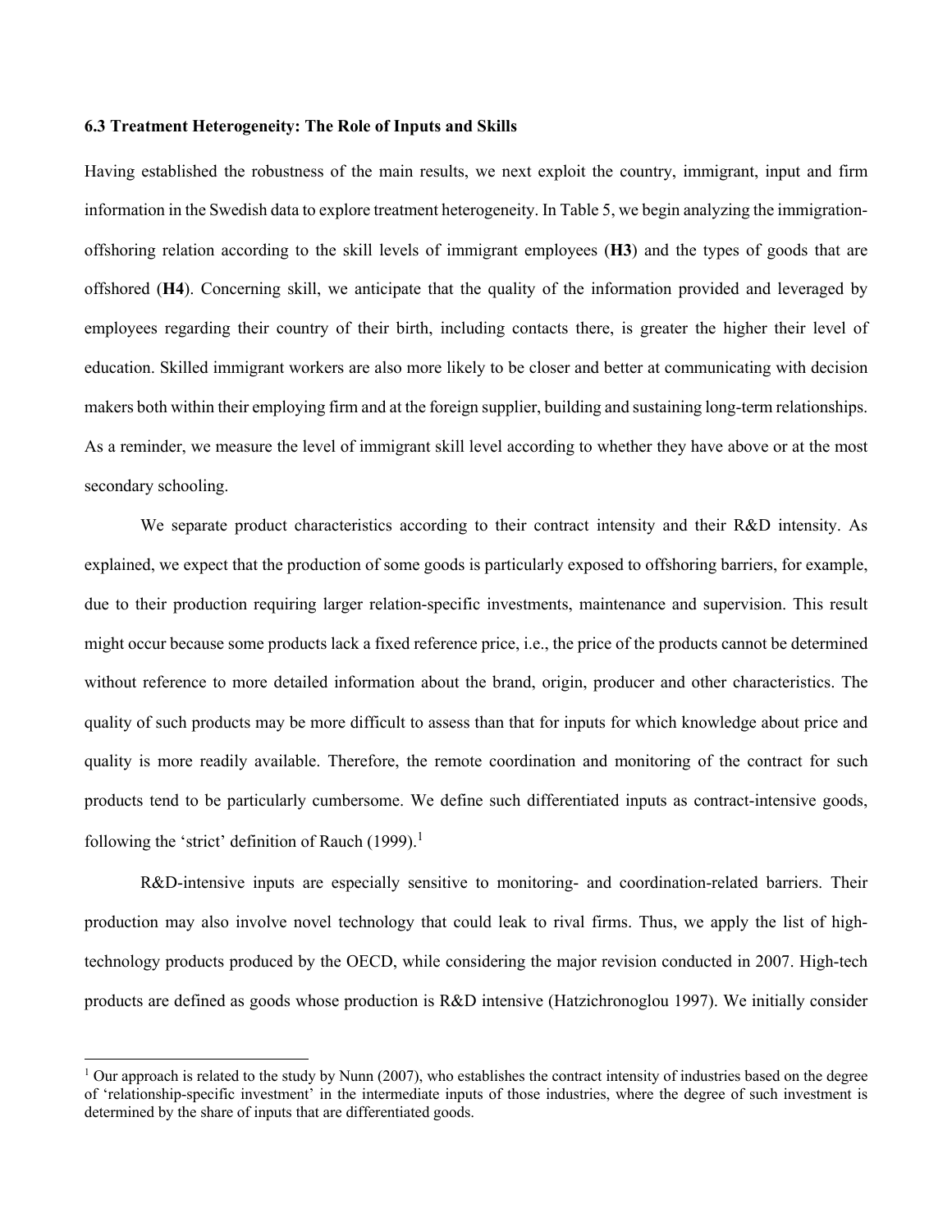### 6.3 Treatment Heterogeneity: The Role of Inputs and Skills

Having established the robustness of the main results, we next exploit the country, immigrant, input and firm information in the Swedish data to explore treatment heterogeneity. In Table 5, we begin analyzing the immigration-offshoring relation according to the skill levels of immigrant employees (**H3**) and the types of goods that are offshored (**H4**). Concerning skill, we anticipate that the quality of the information provided and leveraged by employees regarding their country of their birth, including contacts there, is greater the higher their level of education. Skilled immigrant workers are also more likely to be closer and better at communicating with decision makers both within their employing firm and at the foreign supplier, building and sustaining long-term relationships. As a reminder, we measure the level of immigrant skill level according to whether they have above or at the most secondary schooling.

We separate product characteristics according to their contract intensity and their R&D intensity. As explained, we expect that the production of some goods is particularly exposed to offshoring barriers, for example, due to their production requiring larger relation-specific investments, maintenance and supervision. This result might occur because some products lack a fixed reference price, i.e., the price of the products cannot be determined without reference to more detailed information about the brand, origin, producer and other characteristics. The quality of such products may be more difficult to assess than that for inputs for which knowledge about price and quality is more readily available. Therefore, the remote coordination and monitoring of the contract for such products tend to be particularly cumbersome. We define such differentiated inputs as contract-intensive goods, following the 'strict' definition of Rauch (1999).[1]

R&D-intensive inputs are especially sensitive to monitoring- and coordination-related barriers. Their production may also involve novel technology that could leak to rival firms. Thus, we apply the list of high-technology products produced by the OECD, while considering the major revision conducted in 2007. High-tech products are defined as goods whose production is R&D intensive (Hatzichronoglou 1997). We initially consider

[1] Our approach is related to the study by Nunn (2007), who establishes the contract intensity of industries based on the degree of 'relationship-specific investment' in the intermediate inputs of those industries, where the degree of such investment is determined by the share of inputs that are differentiated goods.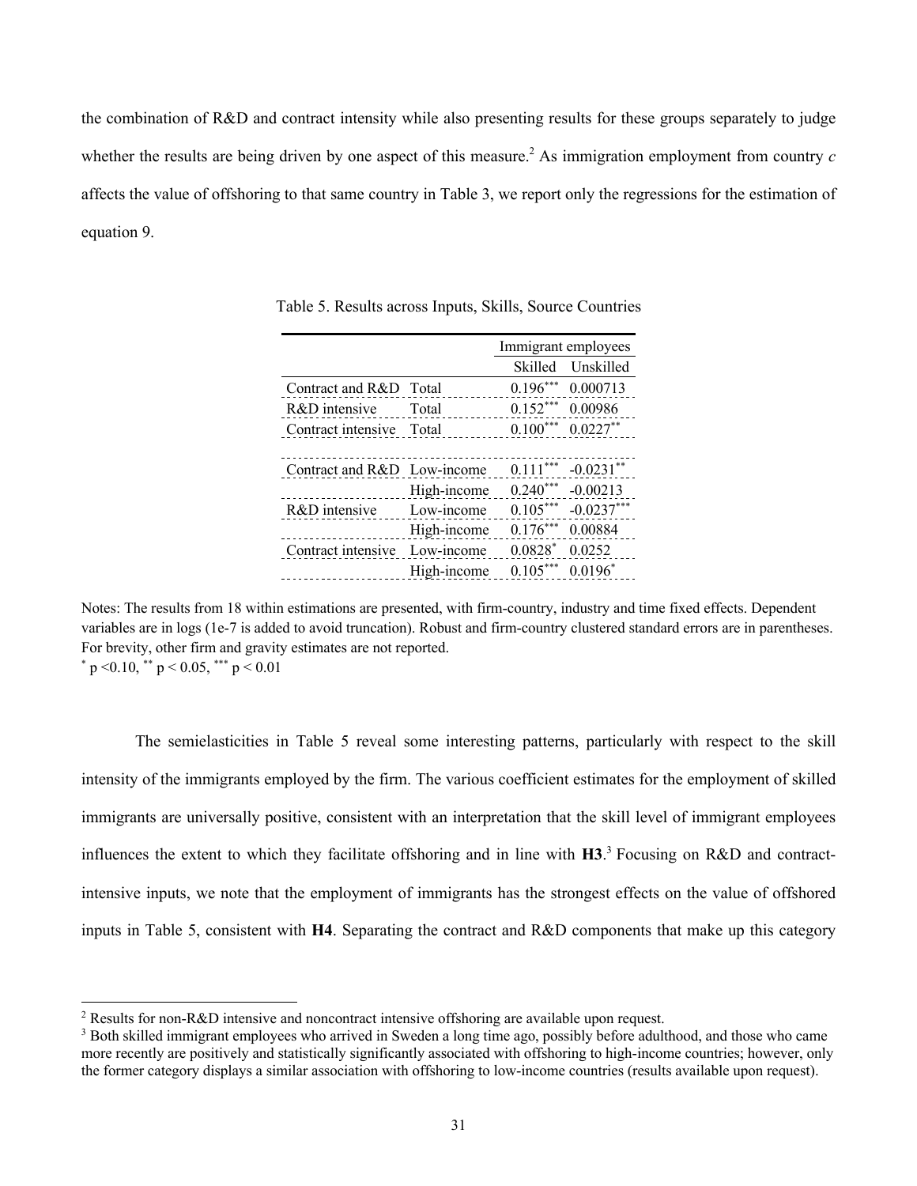the combination of R&D and contract intensity while also presenting results for these groups separately to judge whether the results are being driven by one aspect of this measure.[2] As immigration employment from country $c$ affects the value of offshoring to that same country in Table 3, we report only the regressions for the estimation of equation 9.

Table 5. Results across Inputs, Skills, Source Countries

| | | Immigrant employees | |
|---|---|---|---|
| | | Skilled | Unskilled |
| Contract and R&D | Total | $0.196^{***}$ | 0.000713 |
| R&D intensive | Total | $0.152^{***}$ | 0.00986 |
| Contract intensive | Total | $0.100^{***}$ | $0.0227^{**}$ |
| | | | |
| Contract and R&D | Low-income | $0.111^{***}$ | $-0.0231^{**}$ |
| | High-income | $0.240^{***}$ | -0.00213 |
| R&D intensive | Low-income | $0.105^{***}$ | $-0.0237^{***}$ |
| | High-income | $0.176^{***}$ | 0.00884 |
| Contract intensive | Low-income | $0.0828^{*}$ | 0.0252 |
| | High-income | $0.105^{***}$ | $0.0196^{*}$ |

Notes: The results from 18 within estimations are presented, with firm-country, industry and time fixed effects. Dependent variables are in logs (1e-7 is added to avoid truncation). Robust and firm-country clustered standard errors are in parentheses. For brevity, other firm and gravity estimates are not reported.
$^{*}$ $p < 0.10$, $^{**}$ $p < 0.05$, $^{***}$ $p < 0.01$

The semielasticities in Table 5 reveal some interesting patterns, particularly with respect to the skill intensity of the immigrants employed by the firm. The various coefficient estimates for the employment of skilled immigrants are universally positive, consistent with an interpretation that the skill level of immigrant employees influences the extent to which they facilitate offshoring and in line with **H3**.[3] Focusing on R&D and contract-intensive inputs, we note that the employment of immigrants has the strongest effects on the value of offshored inputs in Table 5, consistent with **H4**. Separating the contract and R&D components that make up this category

[2] Results for non-R&D intensive and noncontract intensive offshoring are available upon request.

[3] Both skilled immigrant employees who arrived in Sweden a long time ago, possibly before adulthood, and those who came more recently are positively and statistically significantly associated with offshoring to high-income countries; however, only the former category displays a similar association with offshoring to low-income countries (results available upon request).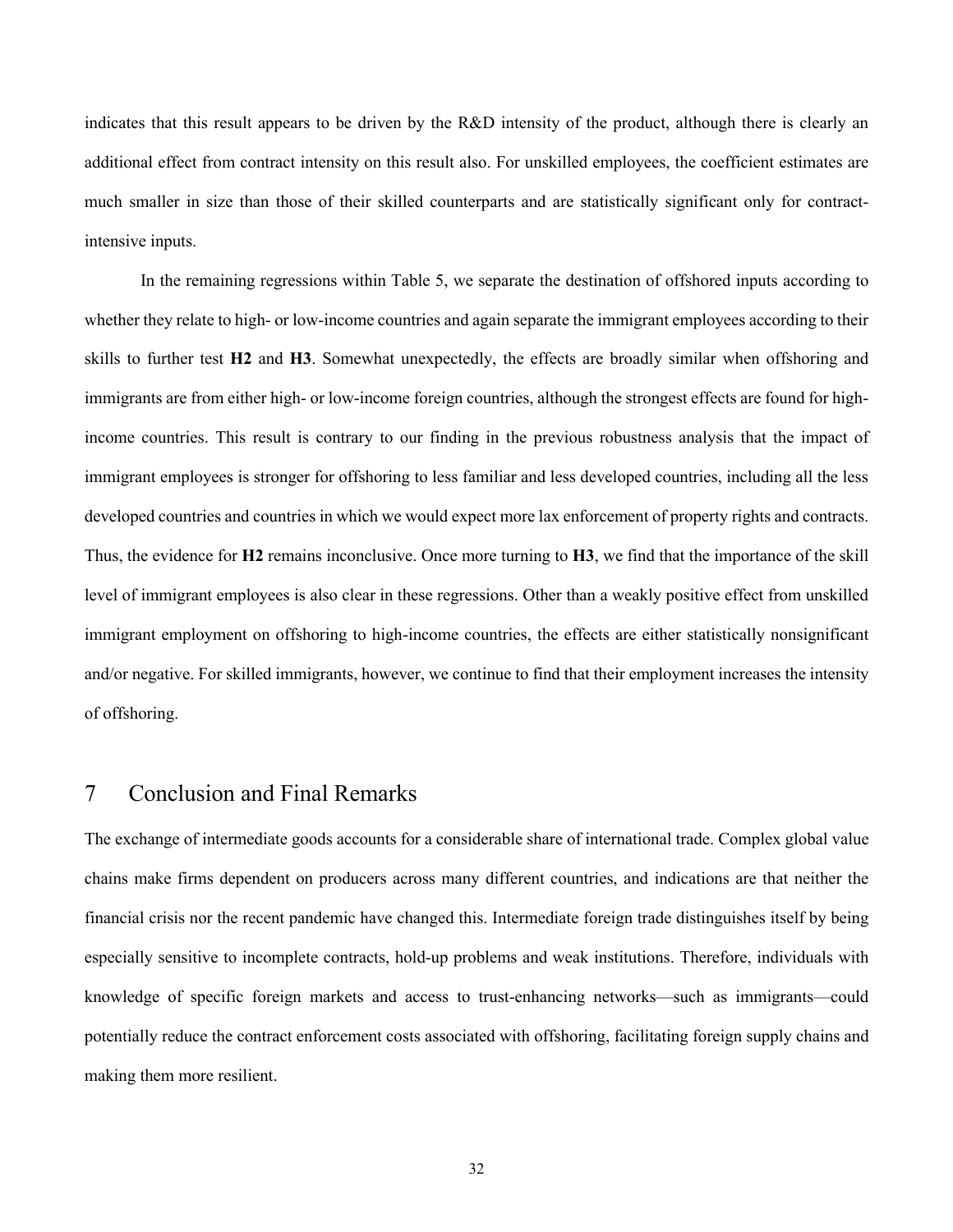indicates that this result appears to be driven by the R&D intensity of the product, although there is clearly an additional effect from contract intensity on this result also. For unskilled employees, the coefficient estimates are much smaller in size than those of their skilled counterparts and are statistically significant only for contract-intensive inputs.

In the remaining regressions within Table 5, we separate the destination of offshored inputs according to whether they relate to high- or low-income countries and again separate the immigrant employees according to their skills to further test **H2** and **H3**. Somewhat unexpectedly, the effects are broadly similar when offshoring and immigrants are from either high- or low-income foreign countries, although the strongest effects are found for high-income countries. This result is contrary to our finding in the previous robustness analysis that the impact of immigrant employees is stronger for offshoring to less familiar and less developed countries, including all the less developed countries and countries in which we would expect more lax enforcement of property rights and contracts. Thus, the evidence for **H2** remains inconclusive. Once more turning to **H3**, we find that the importance of the skill level of immigrant employees is also clear in these regressions. Other than a weakly positive effect from unskilled immigrant employment on offshoring to high-income countries, the effects are either statistically nonsignificant and/or negative. For skilled immigrants, however, we continue to find that their employment increases the intensity of offshoring.

# 7 Conclusion and Final Remarks

The exchange of intermediate goods accounts for a considerable share of international trade. Complex global value chains make firms dependent on producers across many different countries, and indications are that neither the financial crisis nor the recent pandemic have changed this. Intermediate foreign trade distinguishes itself by being especially sensitive to incomplete contracts, hold-up problems and weak institutions. Therefore, individuals with knowledge of specific foreign markets and access to trust-enhancing networks—such as immigrants—could potentially reduce the contract enforcement costs associated with offshoring, facilitating foreign supply chains and making them more resilient.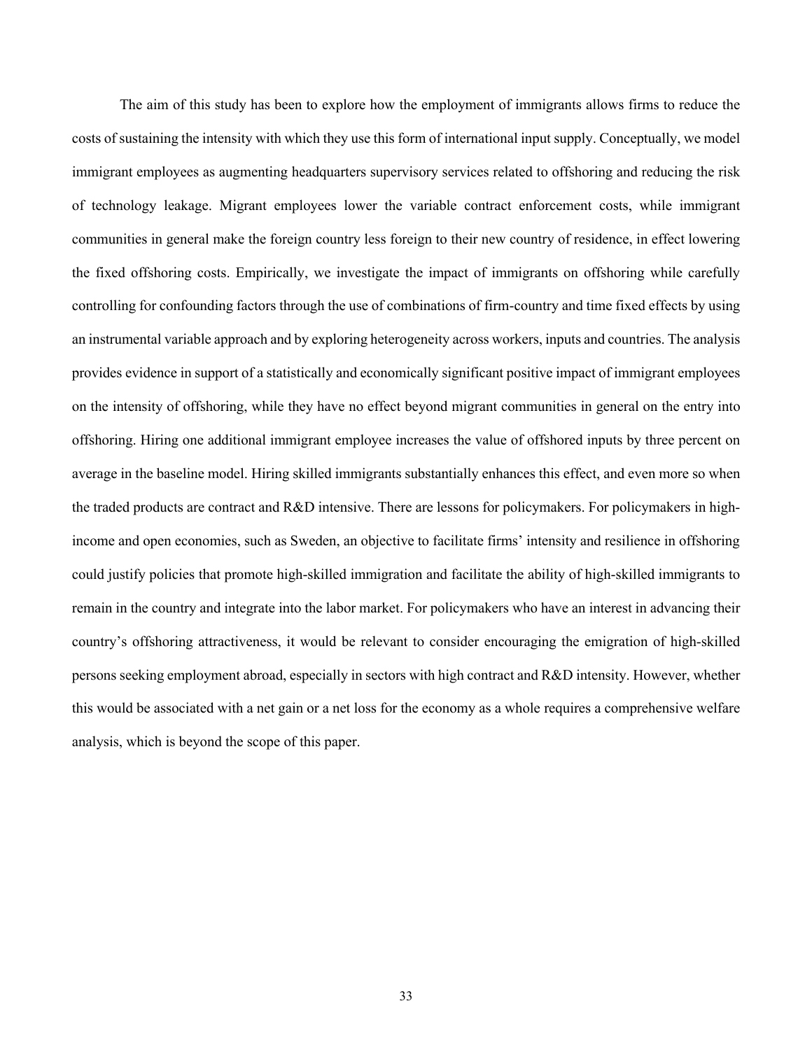The aim of this study has been to explore how the employment of immigrants allows firms to reduce the costs of sustaining the intensity with which they use this form of international input supply. Conceptually, we model immigrant employees as augmenting headquarters supervisory services related to offshoring and reducing the risk of technology leakage. Migrant employees lower the variable contract enforcement costs, while immigrant communities in general make the foreign country less foreign to their new country of residence, in effect lowering the fixed offshoring costs. Empirically, we investigate the impact of immigrants on offshoring while carefully controlling for confounding factors through the use of combinations of firm-country and time fixed effects by using an instrumental variable approach and by exploring heterogeneity across workers, inputs and countries. The analysis provides evidence in support of a statistically and economically significant positive impact of immigrant employees on the intensity of offshoring, while they have no effect beyond migrant communities in general on the entry into offshoring. Hiring one additional immigrant employee increases the value of offshored inputs by three percent on average in the baseline model. Hiring skilled immigrants substantially enhances this effect, and even more so when the traded products are contract and R&D intensive. There are lessons for policymakers. For policymakers in high-income and open economies, such as Sweden, an objective to facilitate firms' intensity and resilience in offshoring could justify policies that promote high-skilled immigration and facilitate the ability of high-skilled immigrants to remain in the country and integrate into the labor market. For policymakers who have an interest in advancing their country's offshoring attractiveness, it would be relevant to consider encouraging the emigration of high-skilled persons seeking employment abroad, especially in sectors with high contract and R&D intensity. However, whether this would be associated with a net gain or a net loss for the economy as a whole requires a comprehensive welfare analysis, which is beyond the scope of this paper.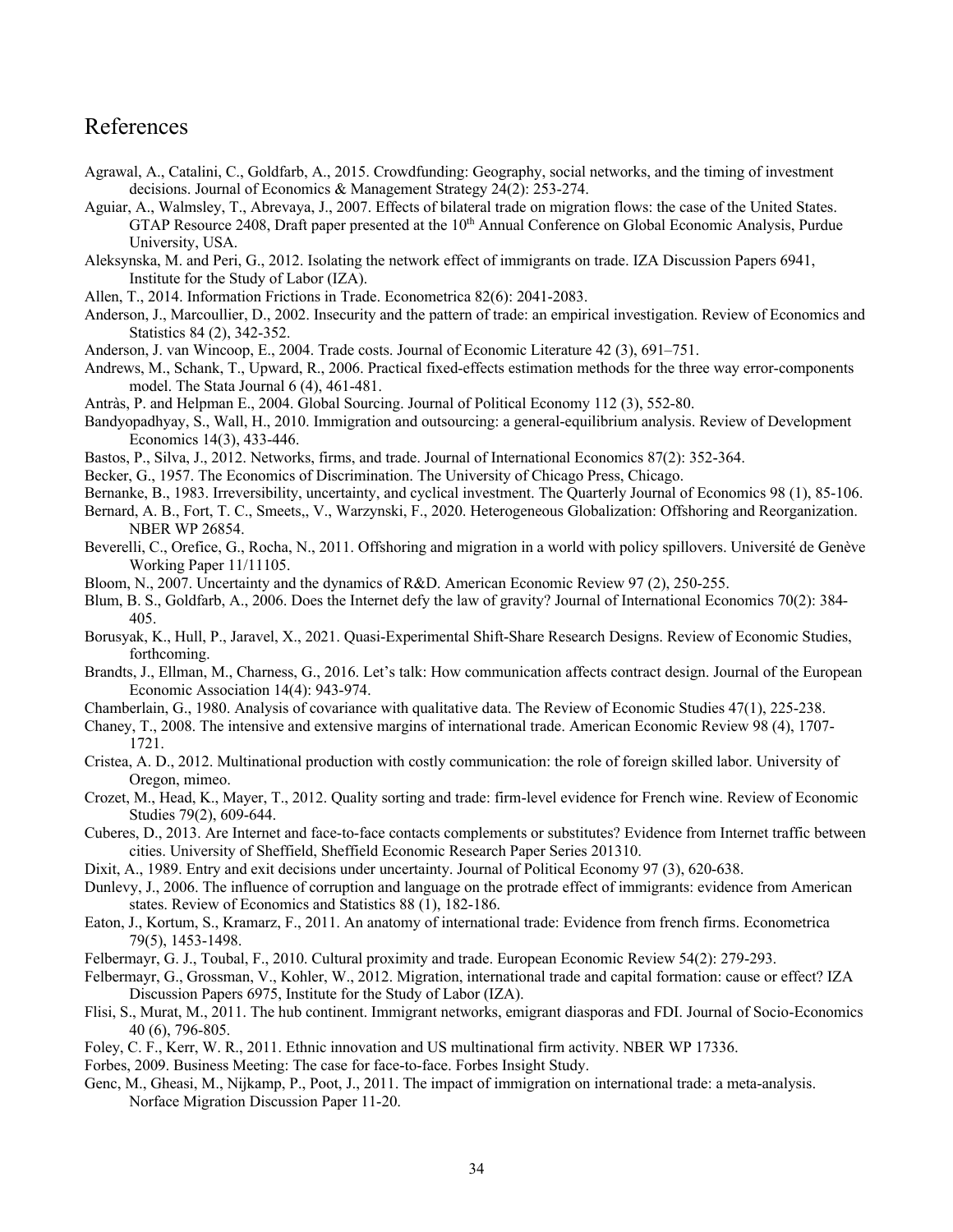# References

Agrawal, A., Catalini, C., Goldfarb, A., 2015. Crowdfunding: Geography, social networks, and the timing of investment decisions. Journal of Economics & Management Strategy 24(2): 253-274.

Aguiar, A., Walmsley, T., Abrevaya, J., 2007. Effects of bilateral trade on migration flows: the case of the United States. GTAP Resource 2408, Draft paper presented at the 10th Annual Conference on Global Economic Analysis, Purdue University, USA.

Aleksynska, M. and Peri, G., 2012. Isolating the network effect of immigrants on trade. IZA Discussion Papers 6941, Institute for the Study of Labor (IZA).

Allen, T., 2014. Information Frictions in Trade. Econometrica 82(6): 2041-2083.

Anderson, J., Marcoullier, D., 2002. Insecurity and the pattern of trade: an empirical investigation. Review of Economics and Statistics 84 (2), 342-352.

Anderson, J. van Wincoop, E., 2004. Trade costs. Journal of Economic Literature 42 (3), 691–751.

Andrews, M., Schank, T., Upward, R., 2006. Practical fixed-effects estimation methods for the three way error-components model. The Stata Journal 6 (4), 461-481.

Antràs, P. and Helpman E., 2004. Global Sourcing. Journal of Political Economy 112 (3), 552-80.

Bandyopadhyay, S., Wall, H., 2010. Immigration and outsourcing: a general-equilibrium analysis. Review of Development Economics 14(3), 433-446.

Bastos, P., Silva, J., 2012. Networks, firms, and trade. Journal of International Economics 87(2): 352-364.

Becker, G., 1957. The Economics of Discrimination. The University of Chicago Press, Chicago.

Bernanke, B., 1983. Irreversibility, uncertainty, and cyclical investment. The Quarterly Journal of Economics 98 (1), 85-106.

Bernard, A. B., Fort, T. C., Smeets,, V., Warzynski, F., 2020. Heterogeneous Globalization: Offshoring and Reorganization. NBER WP 26854.

Beverelli, C., Orefice, G., Rocha, N., 2011. Offshoring and migration in a world with policy spillovers. Université de Genève Working Paper 11/11105.

Bloom, N., 2007. Uncertainty and the dynamics of R&D. American Economic Review 97 (2), 250-255.

Blum, B. S., Goldfarb, A., 2006. Does the Internet defy the law of gravity? Journal of International Economics 70(2): 384-405.

Borusyak, K., Hull, P., Jaravel, X., 2021. Quasi-Experimental Shift-Share Research Designs. Review of Economic Studies, forthcoming.

Brandts, J., Ellman, M., Charness, G., 2016. Let's talk: How communication affects contract design. Journal of the European Economic Association 14(4): 943-974.

Chamberlain, G., 1980. Analysis of covariance with qualitative data. The Review of Economic Studies 47(1), 225-238.

Chaney, T., 2008. The intensive and extensive margins of international trade. American Economic Review 98 (4), 1707-1721.

Cristea, A. D., 2012. Multinational production with costly communication: the role of foreign skilled labor. University of Oregon, mimeo.

Crozet, M., Head, K., Mayer, T., 2012. Quality sorting and trade: firm-level evidence for French wine. Review of Economic Studies 79(2), 609-644.

Cuberes, D., 2013. Are Internet and face-to-face contacts complements or substitutes? Evidence from Internet traffic between cities. University of Sheffield, Sheffield Economic Research Paper Series 201310.

Dixit, A., 1989. Entry and exit decisions under uncertainty. Journal of Political Economy 97 (3), 620-638.

Dunlevy, J., 2006. The influence of corruption and language on the protrade effect of immigrants: evidence from American states. Review of Economics and Statistics 88 (1), 182-186.

Eaton, J., Kortum, S., Kramarz, F., 2011. An anatomy of international trade: Evidence from french firms. Econometrica 79(5), 1453-1498.

Felbermayr, G. J., Toubal, F., 2010. Cultural proximity and trade. European Economic Review 54(2): 279-293.

Felbermayr, G., Grossman, V., Kohler, W., 2012. Migration, international trade and capital formation: cause or effect? IZA Discussion Papers 6975, Institute for the Study of Labor (IZA).

Flisi, S., Murat, M., 2011. The hub continent. Immigrant networks, emigrant diasporas and FDI. Journal of Socio-Economics 40 (6), 796-805.

Foley, C. F., Kerr, W. R., 2011. Ethnic innovation and US multinational firm activity. NBER WP 17336.

Forbes, 2009. Business Meeting: The case for face-to-face. Forbes Insight Study.

Genc, M., Gheasi, M., Nijkamp, P., Poot, J., 2011. The impact of immigration on international trade: a meta-analysis. Norface Migration Discussion Paper 11-20.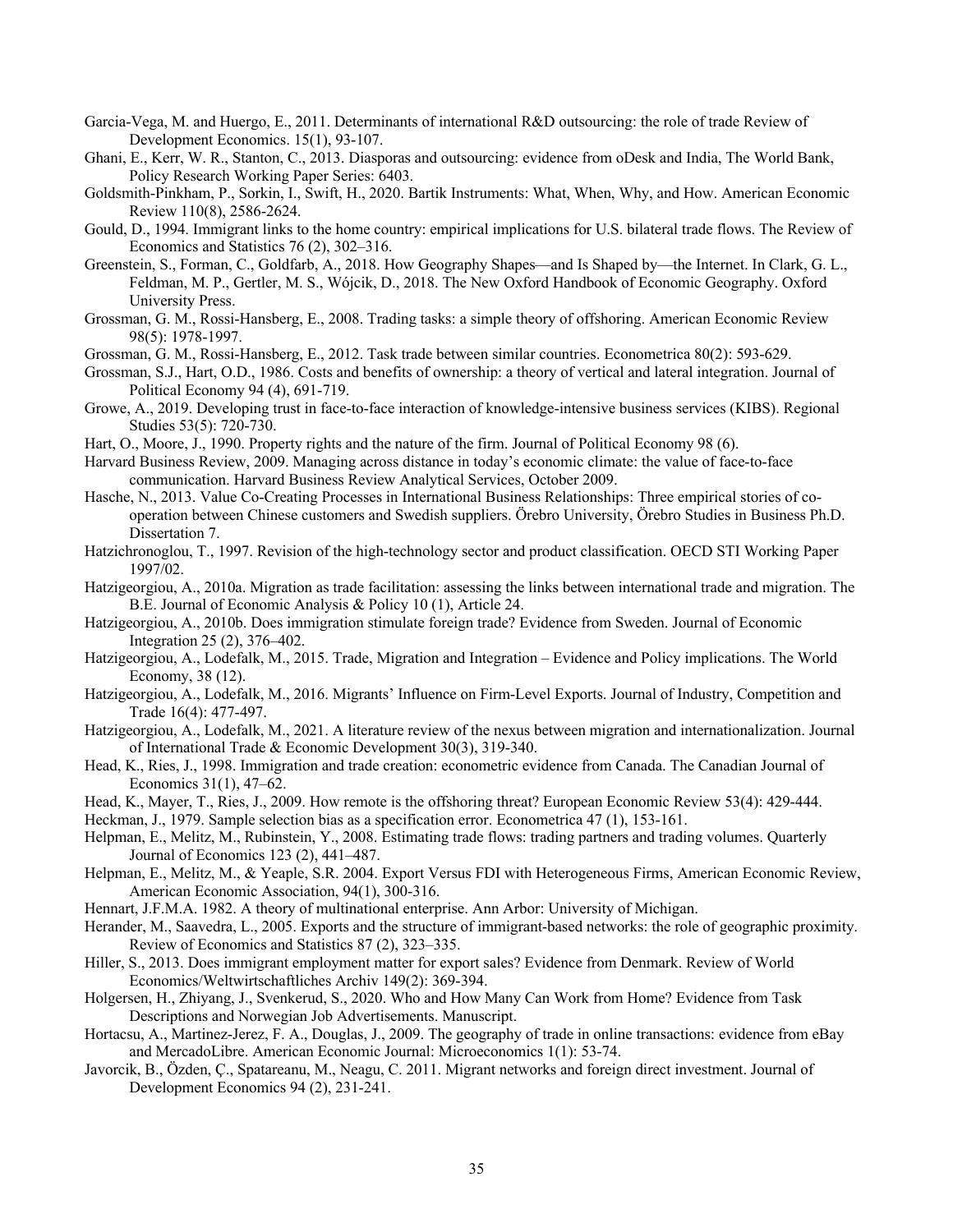Garcia-Vega, M. and Huergo, E., 2011. Determinants of international R&D outsourcing: the role of trade Review of Development Economics. 15(1), 93-107.

Ghani, E., Kerr, W. R., Stanton, C., 2013. Diasporas and outsourcing: evidence from oDesk and India, The World Bank, Policy Research Working Paper Series: 6403.

Goldsmith-Pinkham, P., Sorkin, I., Swift, H., 2020. Bartik Instruments: What, When, Why, and How. American Economic Review 110(8), 2586-2624.

Gould, D., 1994. Immigrant links to the home country: empirical implications for U.S. bilateral trade flows. The Review of Economics and Statistics 76 (2), 302–316.

Greenstein, S., Forman, C., Goldfarb, A., 2018. How Geography Shapes—and Is Shaped by—the Internet. In Clark, G. L., Feldman, M. P., Gertler, M. S., Wójcik, D., 2018. The New Oxford Handbook of Economic Geography. Oxford University Press.

Grossman, G. M., Rossi-Hansberg, E., 2008. Trading tasks: a simple theory of offshoring. American Economic Review 98(5): 1978-1997.

Grossman, G. M., Rossi-Hansberg, E., 2012. Task trade between similar countries. Econometrica 80(2): 593-629.

Grossman, S.J., Hart, O.D., 1986. Costs and benefits of ownership: a theory of vertical and lateral integration. Journal of Political Economy 94 (4), 691-719.

Growe, A., 2019. Developing trust in face-to-face interaction of knowledge-intensive business services (KIBS). Regional Studies 53(5): 720-730.

Hart, O., Moore, J., 1990. Property rights and the nature of the firm. Journal of Political Economy 98 (6).

Harvard Business Review, 2009. Managing across distance in today's economic climate: the value of face-to-face communication. Harvard Business Review Analytical Services, October 2009.

Hasche, N., 2013. Value Co-Creating Processes in International Business Relationships: Three empirical stories of co-operation between Chinese customers and Swedish suppliers. Örebro University, Örebro Studies in Business Ph.D. Dissertation 7.

Hatzichronoglou, T., 1997. Revision of the high-technology sector and product classification. OECD STI Working Paper 1997/02.

Hatzigeorgiou, A., 2010a. Migration as trade facilitation: assessing the links between international trade and migration. The B.E. Journal of Economic Analysis & Policy 10 (1), Article 24.

Hatzigeorgiou, A., 2010b. Does immigration stimulate foreign trade? Evidence from Sweden. Journal of Economic Integration 25 (2), 376–402.

Hatzigeorgiou, A., Lodefalk, M., 2015. Trade, Migration and Integration – Evidence and Policy implications. The World Economy, 38 (12).

Hatzigeorgiou, A., Lodefalk, M., 2016. Migrants' Influence on Firm-Level Exports. Journal of Industry, Competition and Trade 16(4): 477-497.

Hatzigeorgiou, A., Lodefalk, M., 2021. A literature review of the nexus between migration and internationalization. Journal of International Trade & Economic Development 30(3), 319-340.

Head, K., Ries, J., 1998. Immigration and trade creation: econometric evidence from Canada. The Canadian Journal of Economics 31(1), 47–62.

Head, K., Mayer, T., Ries, J., 2009. How remote is the offshoring threat? European Economic Review 53(4): 429-444.

Heckman, J., 1979. Sample selection bias as a specification error. Econometrica 47 (1), 153-161.

Helpman, E., Melitz, M., Rubinstein, Y., 2008. Estimating trade flows: trading partners and trading volumes. Quarterly Journal of Economics 123 (2), 441–487.

Helpman, E., Melitz, M., & Yeaple, S.R. 2004. Export Versus FDI with Heterogeneous Firms, American Economic Review, American Economic Association, 94(1), 300-316.

Hennart, J.F.M.A. 1982. A theory of multinational enterprise. Ann Arbor: University of Michigan.

Herander, M., Saavedra, L., 2005. Exports and the structure of immigrant-based networks: the role of geographic proximity. Review of Economics and Statistics 87 (2), 323–335.

Hiller, S., 2013. Does immigrant employment matter for export sales? Evidence from Denmark. Review of World Economics/Weltwirtschaftliches Archiv 149(2): 369-394.

Holgersen, H., Zhiyang, J., Svenkerud, S., 2020. Who and How Many Can Work from Home? Evidence from Task Descriptions and Norwegian Job Advertisements. Manuscript.

Hortacsu, A., Martinez-Jerez, F. A., Douglas, J., 2009. The geography of trade in online transactions: evidence from eBay and MercadoLibre. American Economic Journal: Microeconomics 1(1): 53-74.

Javorcik, B., Özden, Ç., Spatareanu, M., Neagu, C. 2011. Migrant networks and foreign direct investment. Journal of Development Economics 94 (2), 231-241.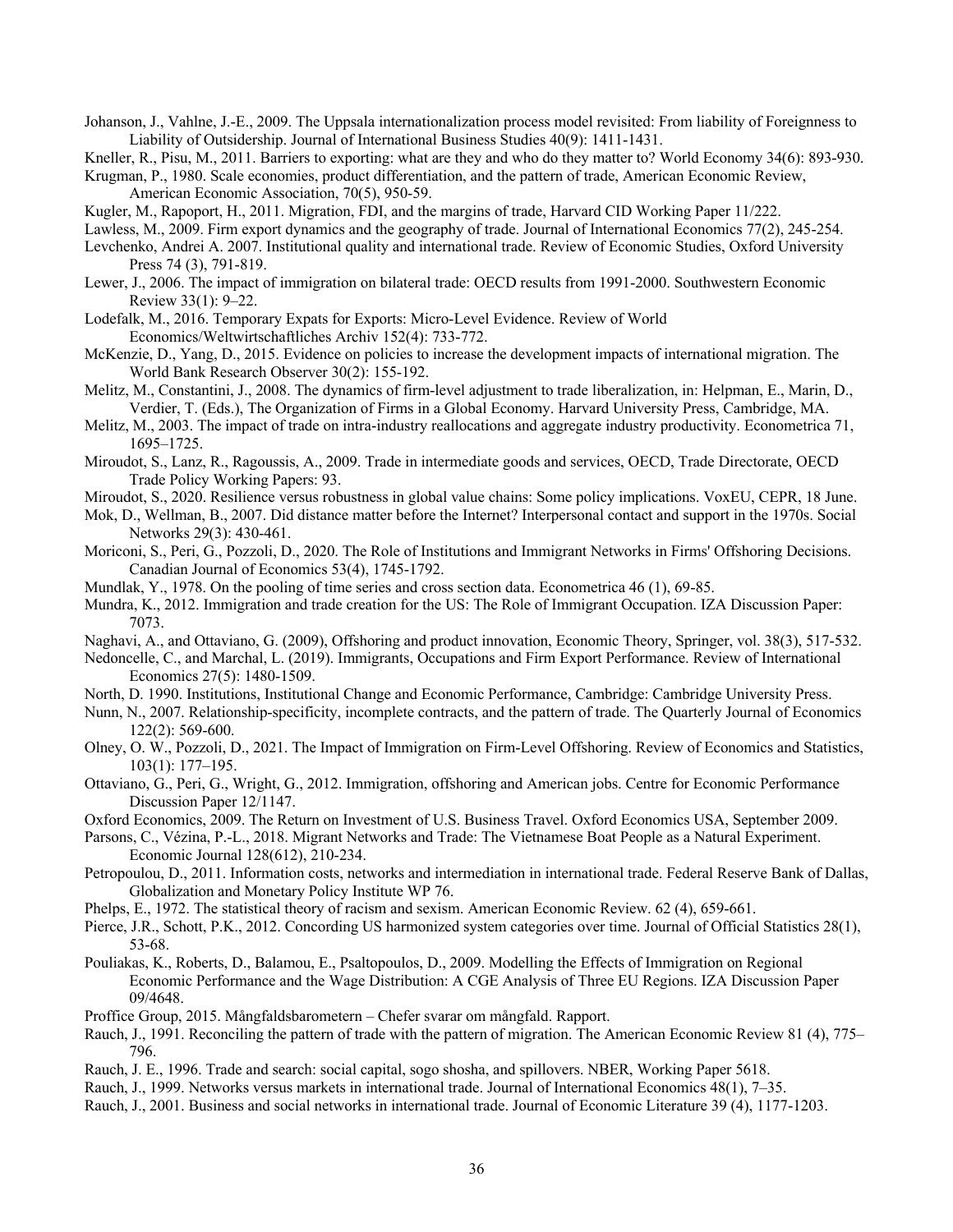Johanson, J., Vahlne, J.-E., 2009. The Uppsala internationalization process model revisited: From liability of Foreignness to Liability of Outsidership. Journal of International Business Studies 40(9): 1411-1431.

Kneller, R., Pisu, M., 2011. Barriers to exporting: what are they and who do they matter to? World Economy 34(6): 893-930.

Krugman, P., 1980. Scale economies, product differentiation, and the pattern of trade, American Economic Review, American Economic Association, 70(5), 950-59.

Kugler, M., Rapoport, H., 2011. Migration, FDI, and the margins of trade, Harvard CID Working Paper 11/222.

Lawless, M., 2009. Firm export dynamics and the geography of trade. Journal of International Economics 77(2), 245-254.

Levchenko, Andrei A. 2007. Institutional quality and international trade. Review of Economic Studies, Oxford University Press 74 (3), 791-819.

Lewer, J., 2006. The impact of immigration on bilateral trade: OECD results from 1991-2000. Southwestern Economic Review 33(1): 9–22.

Lodefalk, M., 2016. Temporary Expats for Exports: Micro-Level Evidence. Review of World Economics/Weltwirtschaftliches Archiv 152(4): 733-772.

McKenzie, D., Yang, D., 2015. Evidence on policies to increase the development impacts of international migration. The World Bank Research Observer 30(2): 155-192.

Melitz, M., Constantini, J., 2008. The dynamics of firm-level adjustment to trade liberalization, in: Helpman, E., Marin, D., Verdier, T. (Eds.), The Organization of Firms in a Global Economy. Harvard University Press, Cambridge, MA.

Melitz, M., 2003. The impact of trade on intra-industry reallocations and aggregate industry productivity. Econometrica 71, 1695–1725.

Miroudot, S., Lanz, R., Ragoussis, A., 2009. Trade in intermediate goods and services, OECD, Trade Directorate, OECD Trade Policy Working Papers: 93.

Miroudot, S., 2020. Resilience versus robustness in global value chains: Some policy implications. VoxEU, CEPR, 18 June.

Mok, D., Wellman, B., 2007. Did distance matter before the Internet? Interpersonal contact and support in the 1970s. Social Networks 29(3): 430-461.

Moriconi, S., Peri, G., Pozzoli, D., 2020. The Role of Institutions and Immigrant Networks in Firms' Offshoring Decisions. Canadian Journal of Economics 53(4), 1745-1792.

Mundlak, Y., 1978. On the pooling of time series and cross section data. Econometrica 46 (1), 69-85.

Mundra, K., 2012. Immigration and trade creation for the US: The Role of Immigrant Occupation. IZA Discussion Paper: 7073.

Naghavi, A., and Ottaviano, G. (2009), Offshoring and product innovation, Economic Theory, Springer, vol. 38(3), 517-532.

Nedoncelle, C., and Marchal, L. (2019). Immigrants, Occupations and Firm Export Performance. Review of International Economics 27(5): 1480-1509.

North, D. 1990. Institutions, Institutional Change and Economic Performance, Cambridge: Cambridge University Press.

Nunn, N., 2007. Relationship-specificity, incomplete contracts, and the pattern of trade. The Quarterly Journal of Economics 122(2): 569-600.

Olney, O. W., Pozzoli, D., 2021. The Impact of Immigration on Firm-Level Offshoring. Review of Economics and Statistics, 103(1): 177–195.

Ottaviano, G., Peri, G., Wright, G., 2012. Immigration, offshoring and American jobs. Centre for Economic Performance Discussion Paper 12/1147.

Oxford Economics, 2009. The Return on Investment of U.S. Business Travel. Oxford Economics USA, September 2009.

Parsons, C., Vézina, P.-L., 2018. Migrant Networks and Trade: The Vietnamese Boat People as a Natural Experiment. Economic Journal 128(612), 210-234.

Petropoulou, D., 2011. Information costs, networks and intermediation in international trade. Federal Reserve Bank of Dallas, Globalization and Monetary Policy Institute WP 76.

Phelps, E., 1972. The statistical theory of racism and sexism. American Economic Review. 62 (4), 659-661.

Pierce, J.R., Schott, P.K., 2012. Concording US harmonized system categories over time. Journal of Official Statistics 28(1), 53-68.

Pouliakas, K., Roberts, D., Balamou, E., Psaltopoulos, D., 2009. Modelling the Effects of Immigration on Regional Economic Performance and the Wage Distribution: A CGE Analysis of Three EU Regions. IZA Discussion Paper 09/4648.

Proffice Group, 2015. Mångfaldsbarometern – Chefer svarar om mångfald. Rapport.

Rauch, J., 1991. Reconciling the pattern of trade with the pattern of migration. The American Economic Review 81 (4), 775–796.

Rauch, J. E., 1996. Trade and search: social capital, sogo shosha, and spillovers. NBER, Working Paper 5618.

Rauch, J., 1999. Networks versus markets in international trade. Journal of International Economics 48(1), 7–35.

Rauch, J., 2001. Business and social networks in international trade. Journal of Economic Literature 39 (4), 1177-1203.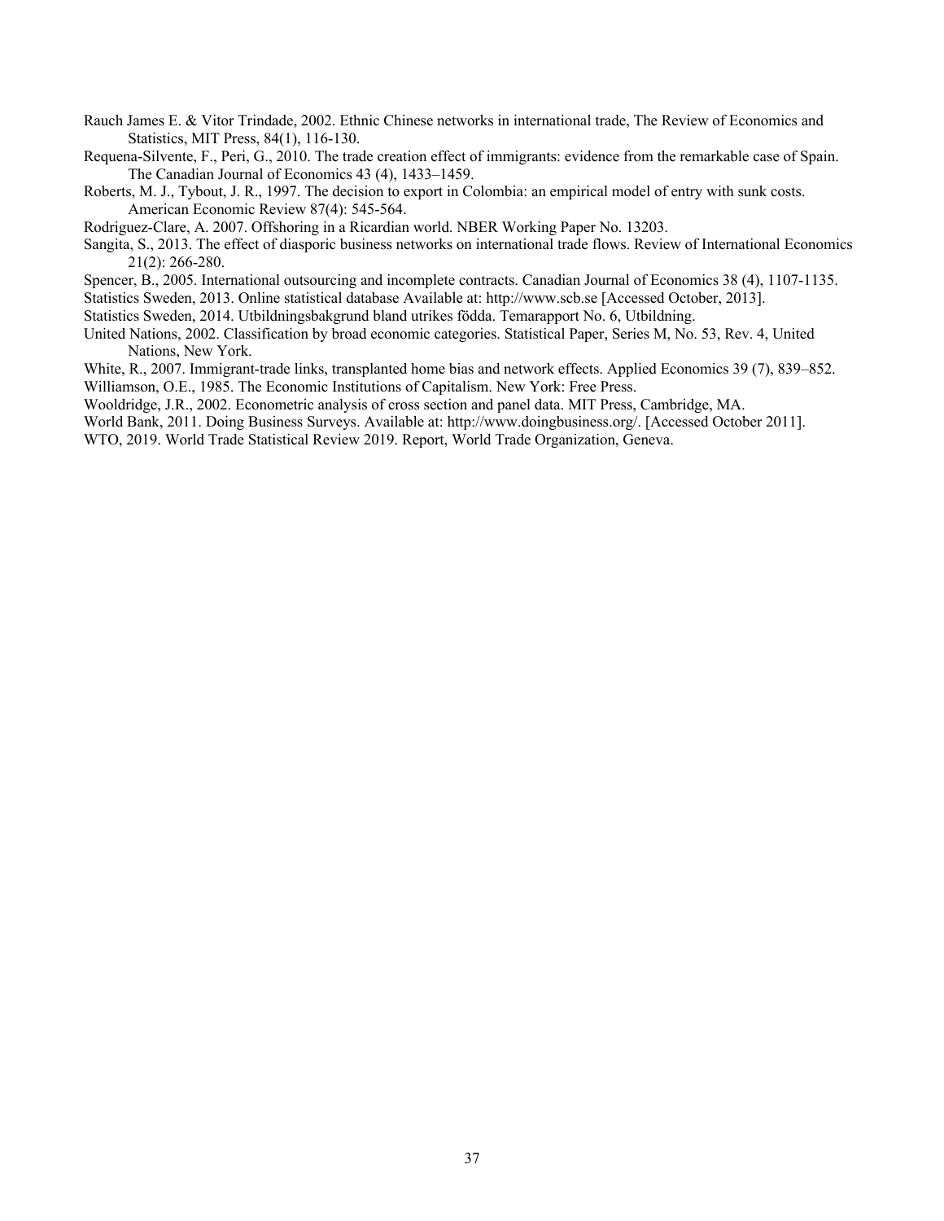Rauch James E. & Vitor Trindade, 2002. Ethnic Chinese networks in international trade, The Review of Economics and Statistics, MIT Press, 84(1), 116-130.

Requena-Silvente, F., Peri, G., 2010. The trade creation effect of immigrants: evidence from the remarkable case of Spain. The Canadian Journal of Economics 43 (4), 1433–1459.

Roberts, M. J., Tybout, J. R., 1997. The decision to export in Colombia: an empirical model of entry with sunk costs. American Economic Review 87(4): 545-564.

Rodriguez-Clare, A. 2007. Offshoring in a Ricardian world. NBER Working Paper No. 13203.

Sangita, S., 2013. The effect of diasporic business networks on international trade flows. Review of International Economics 21(2): 266-280.

Spencer, B., 2005. International outsourcing and incomplete contracts. Canadian Journal of Economics 38 (4), 1107-1135.

Statistics Sweden, 2013. Online statistical database Available at: http://www.scb.se [Accessed October, 2013].

Statistics Sweden, 2014. Utbildningsbakgrund bland utrikes födda. Temarapport No. 6, Utbildning.

United Nations, 2002. Classification by broad economic categories. Statistical Paper, Series M, No. 53, Rev. 4, United Nations, New York.

White, R., 2007. Immigrant-trade links, transplanted home bias and network effects. Applied Economics 39 (7), 839–852.

Williamson, O.E., 1985. The Economic Institutions of Capitalism. New York: Free Press.

Wooldridge, J.R., 2002. Econometric analysis of cross section and panel data. MIT Press, Cambridge, MA.

World Bank, 2011. Doing Business Surveys. Available at: http://www.doingbusiness.org/. [Accessed October 2011].

WTO, 2019. World Trade Statistical Review 2019. Report, World Trade Organization, Geneva.